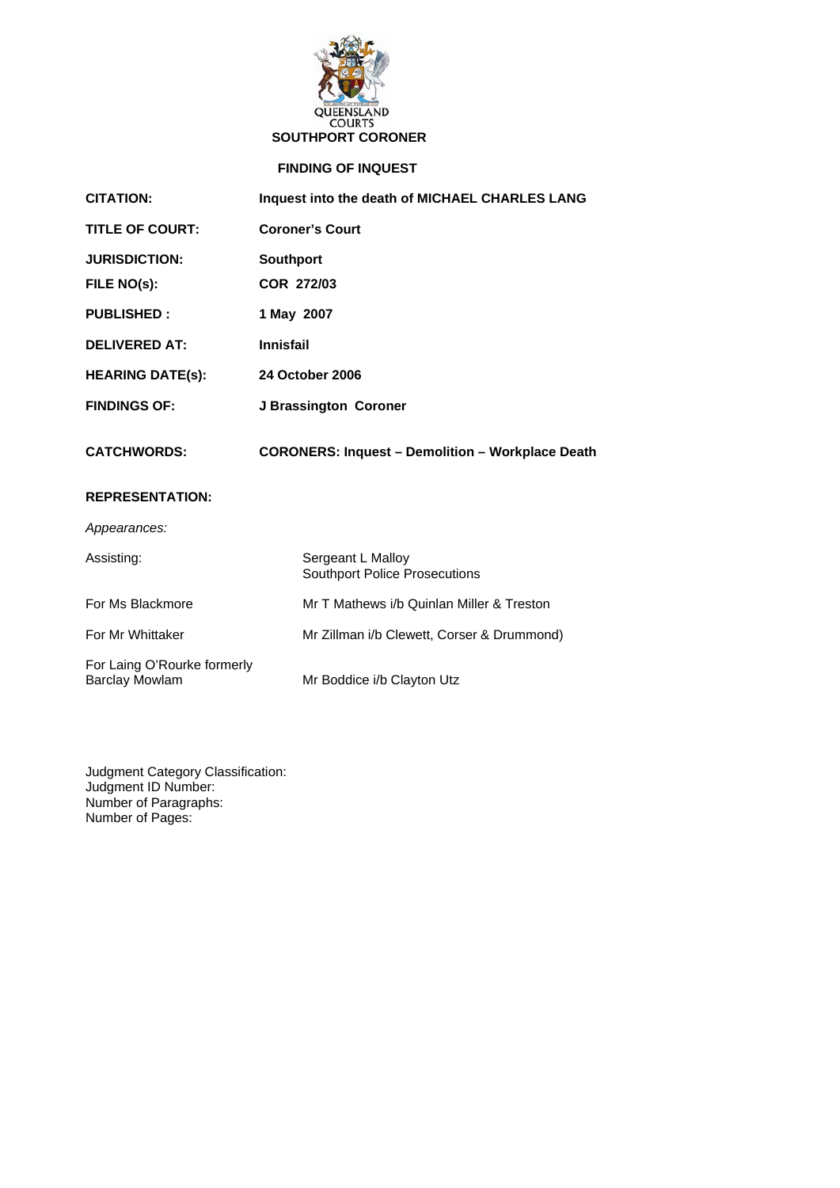QUEENSLAND COURTS

# SOUTHPORT CORONER

## FINDING OF INQUEST

| | |
|---|---|
| **CITATION:** | **Inquest into the death of MICHAEL CHARLES LANG** |
| **TITLE OF COURT:** | **Coroner's Court** |
| **JURISDICTION:** | **Southport** |
| **FILE NO(s):** | **COR 272/03** |
| **PUBLISHED :** | **1 May 2007** |
| **DELIVERED AT:** | **Innisfail** |
| **HEARING DATE(s):** | **24 October 2006** |
| **FINDINGS OF:** | **J Brassington Coroner** |
| **CATCHWORDS:** | **CORONERS: Inquest – Demolition – Workplace Death** |

**REPRESENTATION:**

*Appearances:*

| | |
|---|---|
| Assisting: | Sergeant L Malloy<br>Southport Police Prosecutions |
| For Ms Blackmore | Mr T Mathews i/b Quinlan Miller & Treston |
| For Mr Whittaker | Mr Zillman i/b Clewett, Corser & Drummond) |
| For Laing O'Rourke formerly Barclay Mowlam | Mr Boddice i/b Clayton Utz |

Judgment Category Classification:
Judgment ID Number:
Number of Paragraphs:
Number of Pages: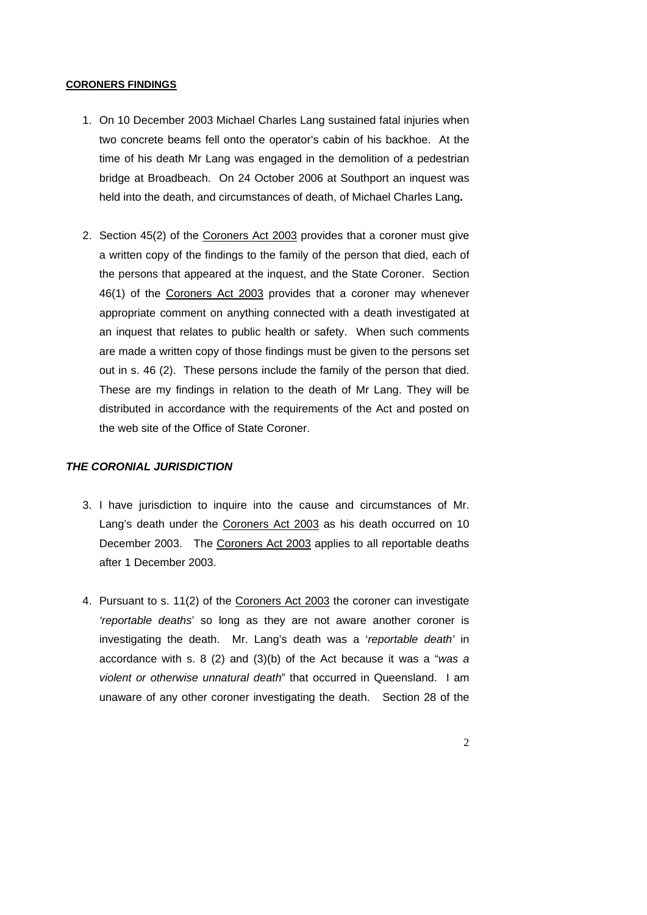**<u>CORONERS FINDINGS</u>**

1. On 10 December 2003 Michael Charles Lang sustained fatal injuries when two concrete beams fell onto the operator's cabin of his backhoe. At the time of his death Mr Lang was engaged in the demolition of a pedestrian bridge at Broadbeach. On 24 October 2006 at Southport an inquest was held into the death, and circumstances of death, of Michael Charles Lang**.**

2. Section 45(2) of the <u>Coroners Act 2003</u> provides that a coroner must give a written copy of the findings to the family of the person that died, each of the persons that appeared at the inquest, and the State Coroner. Section 46(1) of the <u>Coroners Act 2003</u> provides that a coroner may whenever appropriate comment on anything connected with a death investigated at an inquest that relates to public health or safety. When such comments are made a written copy of those findings must be given to the persons set out in s. 46 (2). These persons include the family of the person that died. These are my findings in relation to the death of Mr Lang. They will be distributed in accordance with the requirements of the Act and posted on the web site of the Office of State Coroner.

***THE CORONIAL JURISDICTION***

3. I have jurisdiction to inquire into the cause and circumstances of Mr. Lang's death under the <u>Coroners Act 2003</u> as his death occurred on 10 December 2003. The <u>Coroners Act 2003</u> applies to all reportable deaths after 1 December 2003.

4. Pursuant to s. 11(2) of the <u>Coroners Act 2003</u> the coroner can investigate *'reportable deaths*' so long as they are not aware another coroner is investigating the death. Mr. Lang's death was a '*reportable death'* in accordance with s. 8 (2) and (3)(b) of the Act because it was a "*was a violent or otherwise unnatural death*" that occurred in Queensland. I am unaware of any other coroner investigating the death. Section 28 of the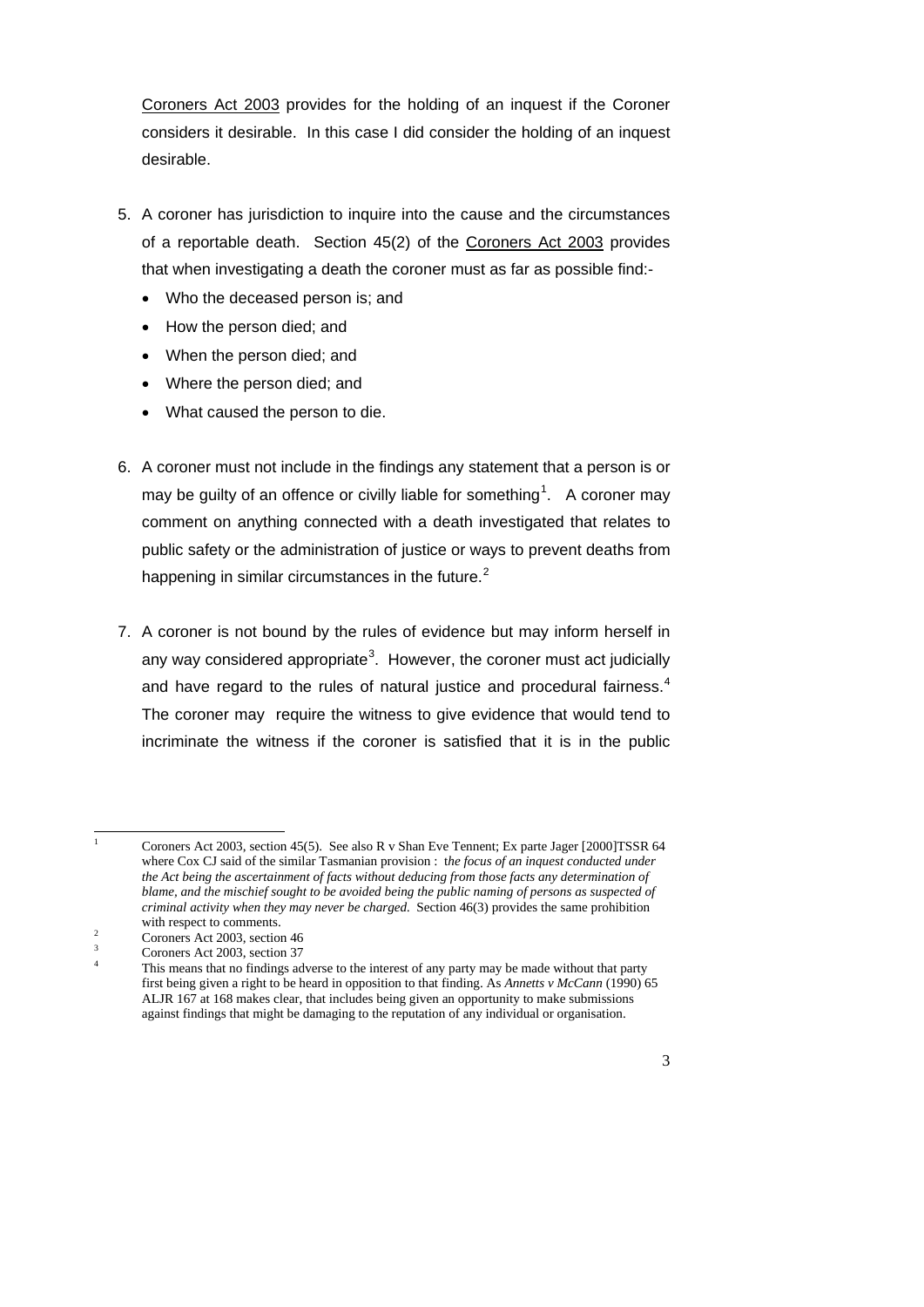Coroners Act 2003 provides for the holding of an inquest if the Coroner considers it desirable. In this case I did consider the holding of an inquest desirable.

5. A coroner has jurisdiction to inquire into the cause and the circumstances of a reportable death. Section 45(2) of the Coroners Act 2003 provides that when investigating a death the coroner must as far as possible find:-
   - Who the deceased person is; and
   - How the person died; and
   - When the person died; and
   - Where the person died; and
   - What caused the person to die.

6. A coroner must not include in the findings any statement that a person is or may be guilty of an offence or civilly liable for something[1]. A coroner may comment on anything connected with a death investigated that relates to public safety or the administration of justice or ways to prevent deaths from happening in similar circumstances in the future.[2]

7. A coroner is not bound by the rules of evidence but may inform herself in any way considered appropriate[3]. However, the coroner must act judicially and have regard to the rules of natural justice and procedural fairness.[4] The coroner may require the witness to give evidence that would tend to incriminate the witness if the coroner is satisfied that it is in the public

---

[1] Coroners Act 2003, section 45(5). See also R v Shan Eve Tennent; Ex parte Jager [2000]TSSR 64 where Cox CJ said of the similar Tasmanian provision : *the focus of an inquest conducted under the Act being the ascertainment of facts without deducing from those facts any determination of blame, and the mischief sought to be avoided being the public naming of persons as suspected of criminal activity when they may never be charged.* Section 46(3) provides the same prohibition with respect to comments.

[2] Coroners Act 2003, section 46

[3] Coroners Act 2003, section 37

[4] This means that no findings adverse to the interest of any party may be made without that party first being given a right to be heard in opposition to that finding. As *Annetts v McCann* (1990) 65 ALJR 167 at 168 makes clear, that includes being given an opportunity to make submissions against findings that might be damaging to the reputation of any individual or organisation.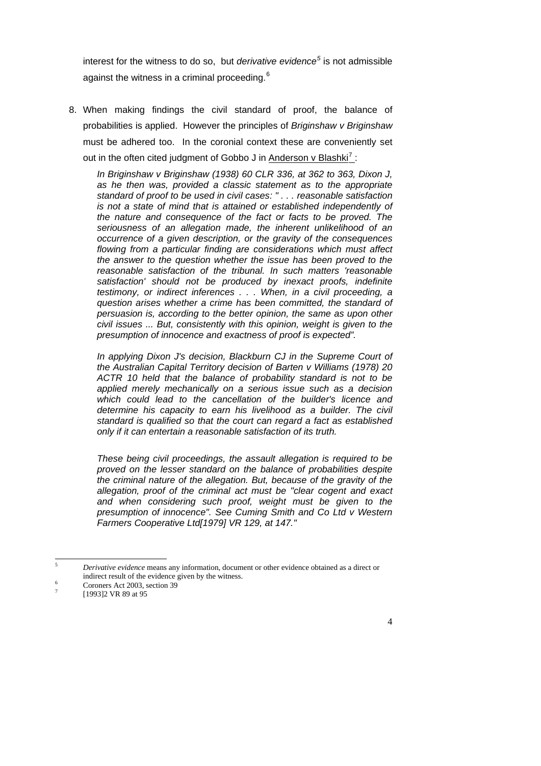interest for the witness to do so, but *derivative evidence*[5] is not admissible against the witness in a criminal proceeding.[6]

8. When making findings the civil standard of proof, the balance of probabilities is applied. However the principles of *Briginshaw v Briginshaw* must be adhered too. In the coronial context these are conveniently set out in the often cited judgment of Gobbo J in Anderson v Blashki[7] :

   *In Briginshaw v Briginshaw (1938) 60 CLR 336, at 362 to 363, Dixon J, as he then was, provided a classic statement as to the appropriate standard of proof to be used in civil cases: " . . . reasonable satisfaction is not a state of mind that is attained or established independently of the nature and consequence of the fact or facts to be proved. The seriousness of an allegation made, the inherent unlikelihood of an occurrence of a given description, or the gravity of the consequences flowing from a particular finding are considerations which must affect the answer to the question whether the issue has been proved to the reasonable satisfaction of the tribunal. In such matters 'reasonable satisfaction' should not be produced by inexact proofs, indefinite testimony, or indirect inferences . . . When, in a civil proceeding, a question arises whether a crime has been committed, the standard of persuasion is, according to the better opinion, the same as upon other civil issues ... But, consistently with this opinion, weight is given to the presumption of innocence and exactness of proof is expected".*

   *In applying Dixon J's decision, Blackburn CJ in the Supreme Court of the Australian Capital Territory decision of Barten v Williams (1978) 20 ACTR 10 held that the balance of probability standard is not to be applied merely mechanically on a serious issue such as a decision which could lead to the cancellation of the builder's licence and determine his capacity to earn his livelihood as a builder. The civil standard is qualified so that the court can regard a fact as established only if it can entertain a reasonable satisfaction of its truth.*

   *These being civil proceedings, the assault allegation is required to be proved on the lesser standard on the balance of probabilities despite the criminal nature of the allegation. But, because of the gravity of the allegation, proof of the criminal act must be "clear cogent and exact and when considering such proof, weight must be given to the presumption of innocence". See Cuming Smith and Co Ltd v Western Farmers Cooperative Ltd[1979] VR 129, at 147."*

---

[5] *Derivative evidence* means any information, document or other evidence obtained as a direct or indirect result of the evidence given by the witness.

[6] Coroners Act 2003, section 39

[7] [1993]2 VR 89 at 95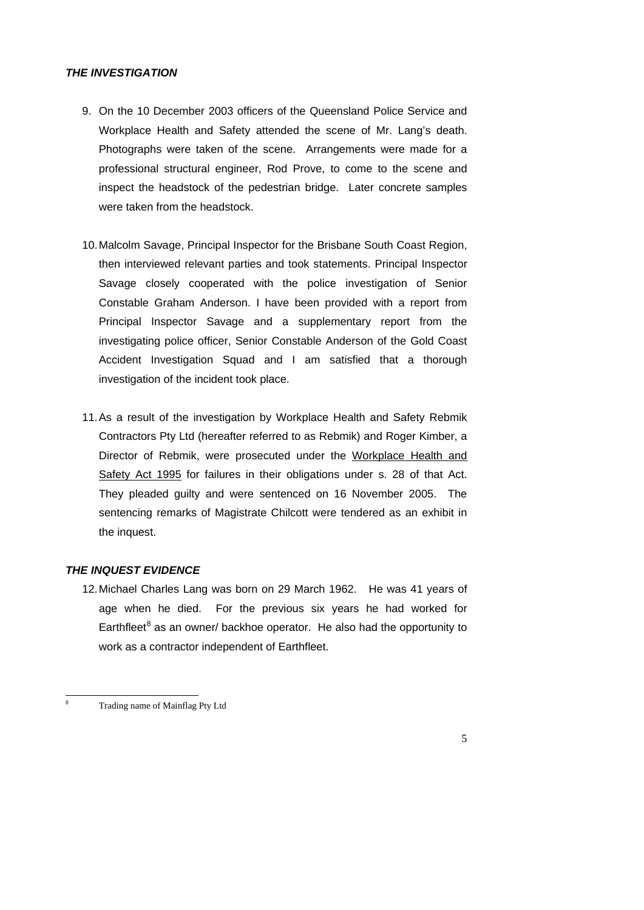### ***THE INVESTIGATION***

9. On the 10 December 2003 officers of the Queensland Police Service and Workplace Health and Safety attended the scene of Mr. Lang's death. Photographs were taken of the scene. Arrangements were made for a professional structural engineer, Rod Prove, to come to the scene and inspect the headstock of the pedestrian bridge. Later concrete samples were taken from the headstock.

10. Malcolm Savage, Principal Inspector for the Brisbane South Coast Region, then interviewed relevant parties and took statements. Principal Inspector Savage closely cooperated with the police investigation of Senior Constable Graham Anderson. I have been provided with a report from Principal Inspector Savage and a supplementary report from the investigating police officer, Senior Constable Anderson of the Gold Coast Accident Investigation Squad and I am satisfied that a thorough investigation of the incident took place.

11. As a result of the investigation by Workplace Health and Safety Rebmik Contractors Pty Ltd (hereafter referred to as Rebmik) and Roger Kimber, a Director of Rebmik, were prosecuted under the Workplace Health and Safety Act 1995 for failures in their obligations under s. 28 of that Act. They pleaded guilty and were sentenced on 16 November 2005. The sentencing remarks of Magistrate Chilcott were tendered as an exhibit in the inquest.

### ***THE INQUEST EVIDENCE***

12. Michael Charles Lang was born on 29 March 1962. He was 41 years of age when he died. For the previous six years he had worked for Earthfleet[8] as an owner/ backhoe operator. He also had the opportunity to work as a contractor independent of Earthfleet.

---

[8] Trading name of Mainflag Pty Ltd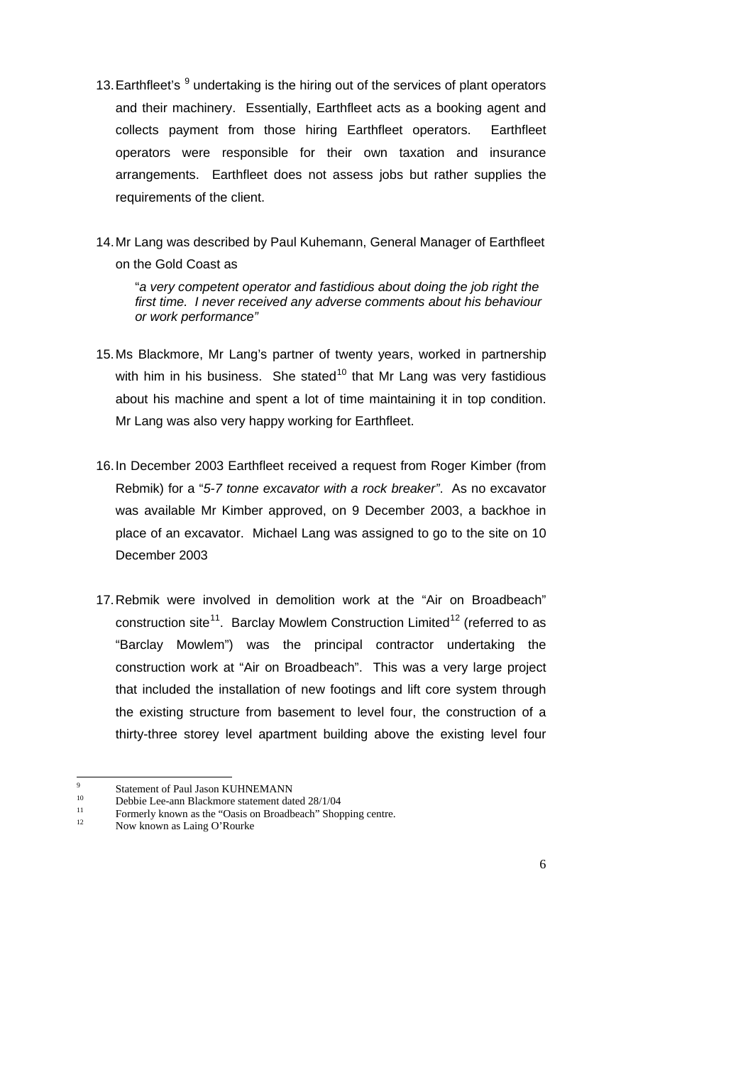13. Earthfleet's [9] undertaking is the hiring out of the services of plant operators and their machinery. Essentially, Earthfleet acts as a booking agent and collects payment from those hiring Earthfleet operators. Earthfleet operators were responsible for their own taxation and insurance arrangements. Earthfleet does not assess jobs but rather supplies the requirements of the client.

14. Mr Lang was described by Paul Kuhemann, General Manager of Earthfleet on the Gold Coast as

    "*a very competent operator and fastidious about doing the job right the first time. I never received any adverse comments about his behaviour or work performance"*

15. Ms Blackmore, Mr Lang's partner of twenty years, worked in partnership with him in his business. She stated[10] that Mr Lang was very fastidious about his machine and spent a lot of time maintaining it in top condition. Mr Lang was also very happy working for Earthfleet.

16. In December 2003 Earthfleet received a request from Roger Kimber (from Rebmik) for a "*5-7 tonne excavator with a rock breaker"*. As no excavator was available Mr Kimber approved, on 9 December 2003, a backhoe in place of an excavator. Michael Lang was assigned to go to the site on 10 December 2003

17. Rebmik were involved in demolition work at the "Air on Broadbeach" construction site[11]. Barclay Mowlem Construction Limited[12] (referred to as "Barclay Mowlem") was the principal contractor undertaking the construction work at "Air on Broadbeach". This was a very large project that included the installation of new footings and lift core system through the existing structure from basement to level four, the construction of a thirty-three storey level apartment building above the existing level four

---

[9] Statement of Paul Jason KUHNEMANN

[10] Debbie Lee-ann Blackmore statement dated 28/1/04

[11] Formerly known as the "Oasis on Broadbeach" Shopping centre.

[12] Now known as Laing O'Rourke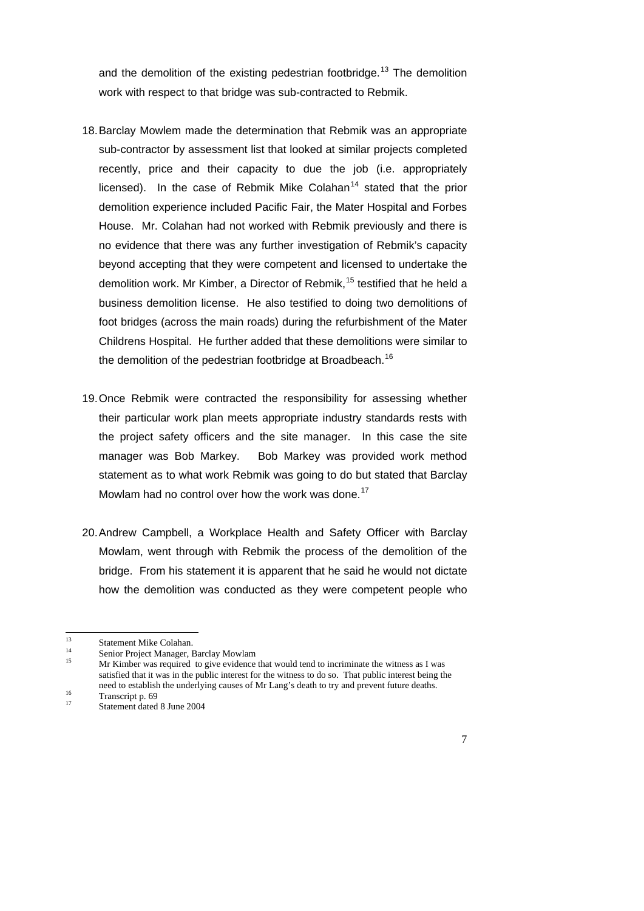and the demolition of the existing pedestrian footbridge.[13] The demolition work with respect to that bridge was sub-contracted to Rebmik.

18. Barclay Mowlem made the determination that Rebmik was an appropriate sub-contractor by assessment list that looked at similar projects completed recently, price and their capacity to due the job (i.e. appropriately licensed). In the case of Rebmik Mike Colahan[14] stated that the prior demolition experience included Pacific Fair, the Mater Hospital and Forbes House. Mr. Colahan had not worked with Rebmik previously and there is no evidence that there was any further investigation of Rebmik's capacity beyond accepting that they were competent and licensed to undertake the demolition work. Mr Kimber, a Director of Rebmik,[15] testified that he held a business demolition license. He also testified to doing two demolitions of foot bridges (across the main roads) during the refurbishment of the Mater Childrens Hospital. He further added that these demolitions were similar to the demolition of the pedestrian footbridge at Broadbeach.[16]

19. Once Rebmik were contracted the responsibility for assessing whether their particular work plan meets appropriate industry standards rests with the project safety officers and the site manager. In this case the site manager was Bob Markey. Bob Markey was provided work method statement as to what work Rebmik was going to do but stated that Barclay Mowlam had no control over how the work was done.[17]

20. Andrew Campbell, a Workplace Health and Safety Officer with Barclay Mowlam, went through with Rebmik the process of the demolition of the bridge. From his statement it is apparent that he said he would not dictate how the demolition was conducted as they were competent people who

---

[13] Statement Mike Colahan.

[14] Senior Project Manager, Barclay Mowlam

[15] Mr Kimber was required to give evidence that would tend to incriminate the witness as I was satisfied that it was in the public interest for the witness to do so. That public interest being the need to establish the underlying causes of Mr Lang's death to try and prevent future deaths.

[16] Transcript p. 69

[17] Statement dated 8 June 2004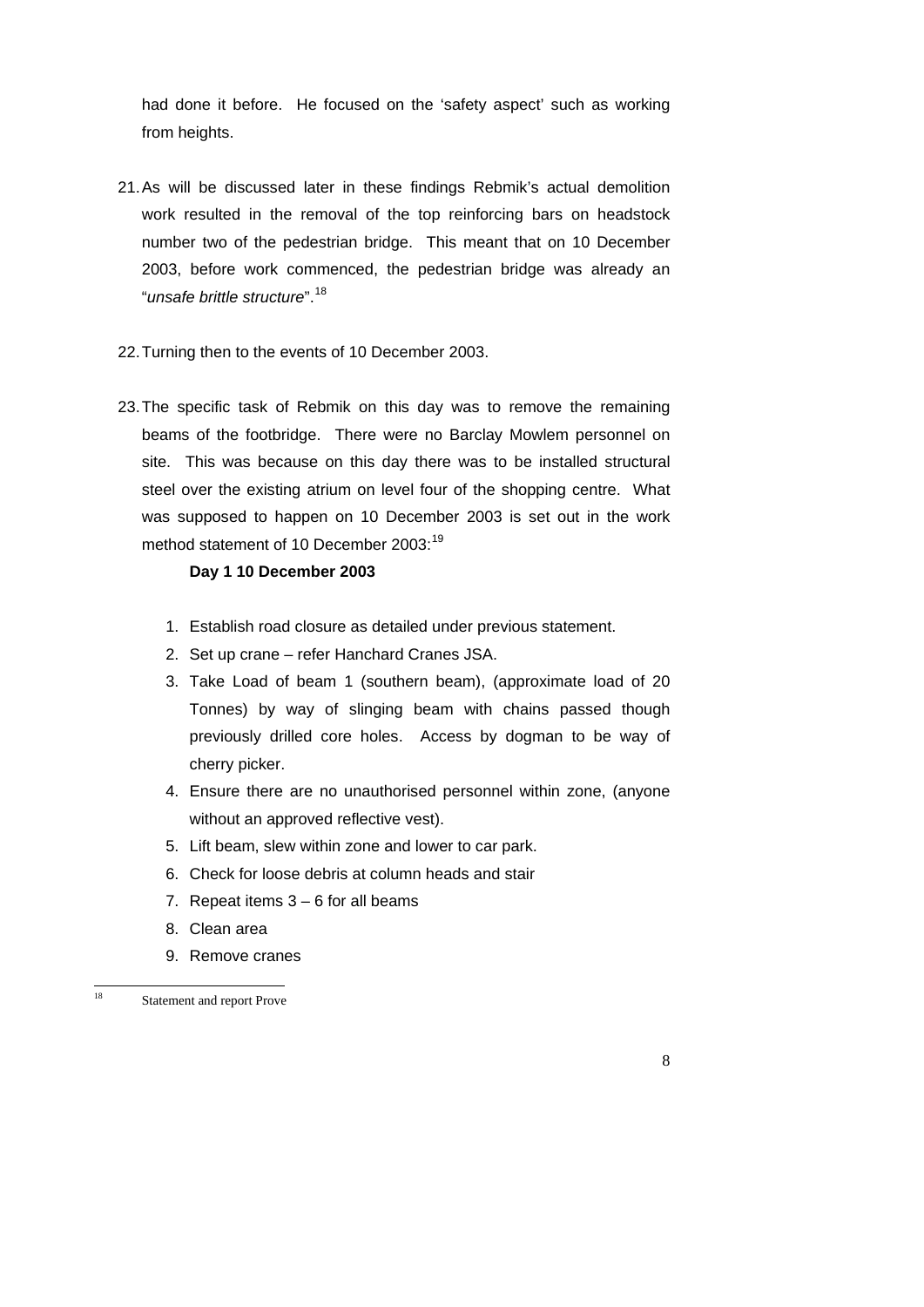had done it before. He focused on the 'safety aspect' such as working from heights.

21. As will be discussed later in these findings Rebmik's actual demolition work resulted in the removal of the top reinforcing bars on headstock number two of the pedestrian bridge. This meant that on 10 December 2003, before work commenced, the pedestrian bridge was already an "*unsafe brittle structure*".[18]

22. Turning then to the events of 10 December 2003.

23. The specific task of Rebmik on this day was to remove the remaining beams of the footbridge. There were no Barclay Mowlem personnel on site. This was because on this day there was to be installed structural steel over the existing atrium on level four of the shopping centre. What was supposed to happen on 10 December 2003 is set out in the work method statement of 10 December 2003:[19]

    **Day 1 10 December 2003**

    1. Establish road closure as detailed under previous statement.
    2. Set up crane – refer Hanchard Cranes JSA.
    3. Take Load of beam 1 (southern beam), (approximate load of 20 Tonnes) by way of slinging beam with chains passed though previously drilled core holes. Access by dogman to be way of cherry picker.
    4. Ensure there are no unauthorised personnel within zone, (anyone without an approved reflective vest).
    5. Lift beam, slew within zone and lower to car park.
    6. Check for loose debris at column heads and stair
    7. Repeat items 3 – 6 for all beams
    8. Clean area
    9. Remove cranes

---

[18] Statement and report Prove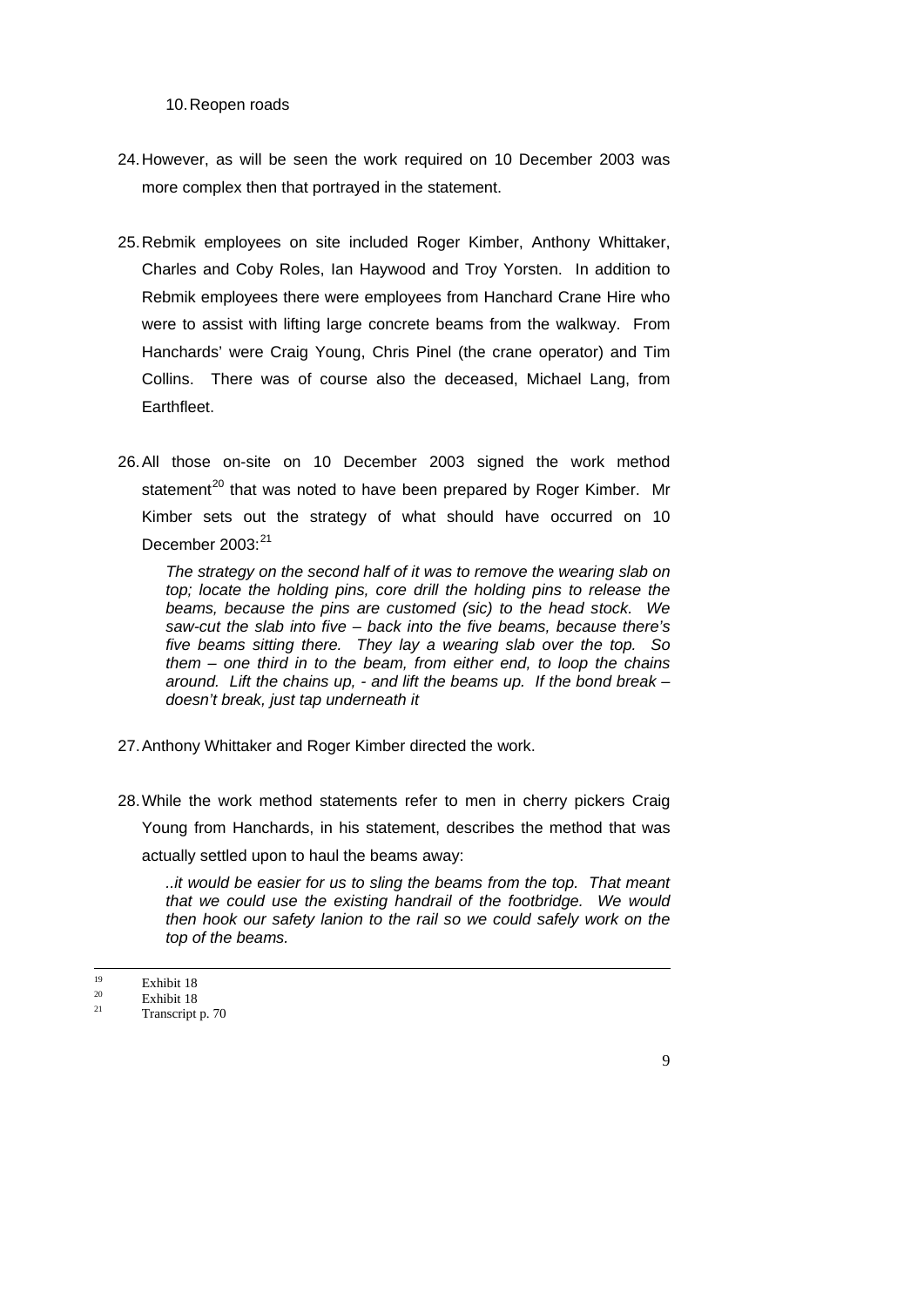10. Reopen roads

24. However, as will be seen the work required on 10 December 2003 was more complex then that portrayed in the statement.

25. Rebmik employees on site included Roger Kimber, Anthony Whittaker, Charles and Coby Roles, Ian Haywood and Troy Yorsten. In addition to Rebmik employees there were employees from Hanchard Crane Hire who were to assist with lifting large concrete beams from the walkway. From Hanchards' were Craig Young, Chris Pinel (the crane operator) and Tim Collins. There was of course also the deceased, Michael Lang, from Earthfleet.

26. All those on-site on 10 December 2003 signed the work method statement[20] that was noted to have been prepared by Roger Kimber. Mr Kimber sets out the strategy of what should have occurred on 10 December 2003:[21]

> *The strategy on the second half of it was to remove the wearing slab on top; locate the holding pins, core drill the holding pins to release the beams, because the pins are customed (sic) to the head stock. We saw-cut the slab into five – back into the five beams, because there's five beams sitting there. They lay a wearing slab over the top. So them – one third in to the beam, from either end, to loop the chains around. Lift the chains up, - and lift the beams up. If the bond break – doesn't break, just tap underneath it*

27. Anthony Whittaker and Roger Kimber directed the work.

28. While the work method statements refer to men in cherry pickers Craig Young from Hanchards, in his statement, describes the method that was actually settled upon to haul the beams away:

> *..it would be easier for us to sling the beams from the top. That meant that we could use the existing handrail of the footbridge. We would then hook our safety lanion to the rail so we could safely work on the top of the beams.*

---

[19] Exhibit 18

[20] Exhibit 18

[21] Transcript p. 70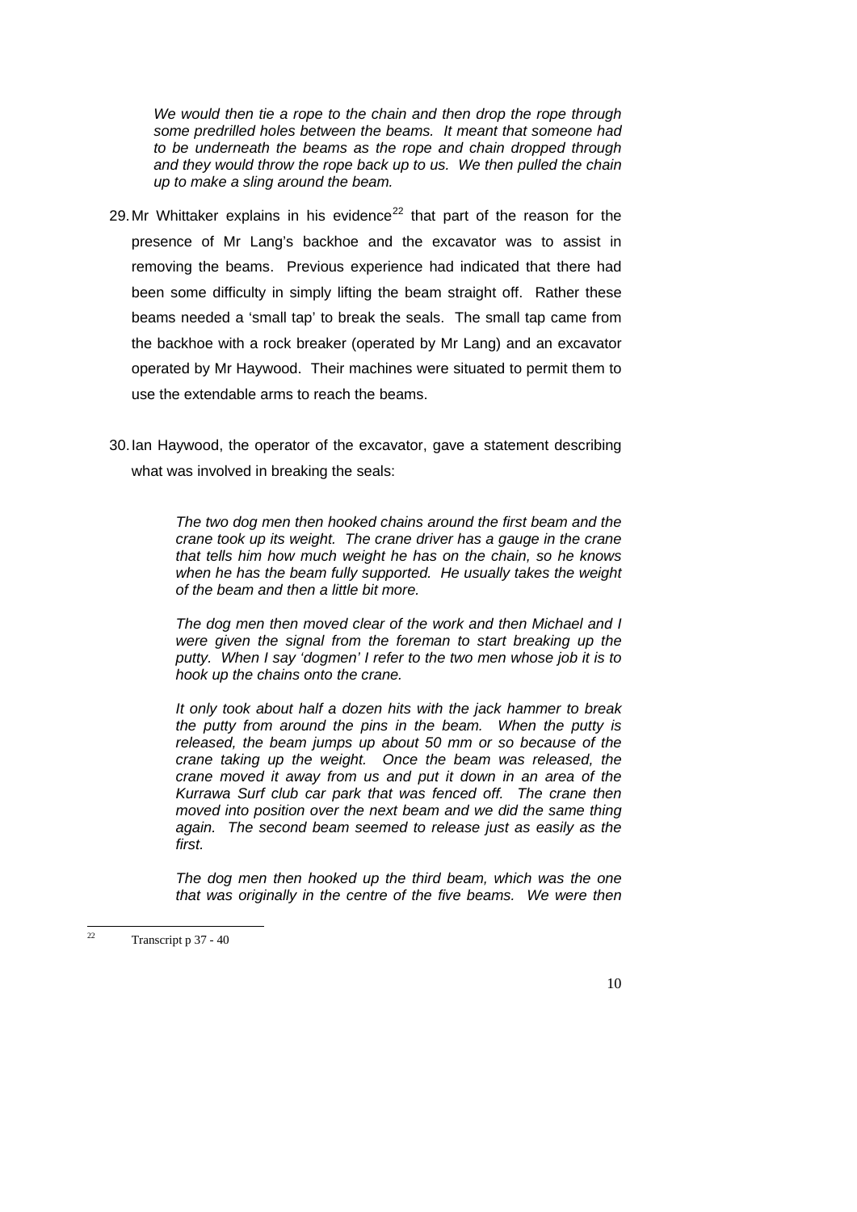*We would then tie a rope to the chain and then drop the rope through some predrilled holes between the beams. It meant that someone had to be underneath the beams as the rope and chain dropped through and they would throw the rope back up to us. We then pulled the chain up to make a sling around the beam.*

29. Mr Whittaker explains in his evidence[22] that part of the reason for the presence of Mr Lang's backhoe and the excavator was to assist in removing the beams. Previous experience had indicated that there had been some difficulty in simply lifting the beam straight off. Rather these beams needed a 'small tap' to break the seals. The small tap came from the backhoe with a rock breaker (operated by Mr Lang) and an excavator operated by Mr Haywood. Their machines were situated to permit them to use the extendable arms to reach the beams.

30. Ian Haywood, the operator of the excavator, gave a statement describing what was involved in breaking the seals:

> *The two dog men then hooked chains around the first beam and the crane took up its weight. The crane driver has a gauge in the crane that tells him how much weight he has on the chain, so he knows when he has the beam fully supported. He usually takes the weight of the beam and then a little bit more.*
>
> *The dog men then moved clear of the work and then Michael and I were given the signal from the foreman to start breaking up the putty. When I say 'dogmen' I refer to the two men whose job it is to hook up the chains onto the crane.*
>
> *It only took about half a dozen hits with the jack hammer to break the putty from around the pins in the beam. When the putty is released, the beam jumps up about 50 mm or so because of the crane taking up the weight. Once the beam was released, the crane moved it away from us and put it down in an area of the Kurrawa Surf club car park that was fenced off. The crane then moved into position over the next beam and we did the same thing again. The second beam seemed to release just as easily as the first.*
>
> *The dog men then hooked up the third beam, which was the one that was originally in the centre of the five beams. We were then*

[22] Transcript p 37 - 40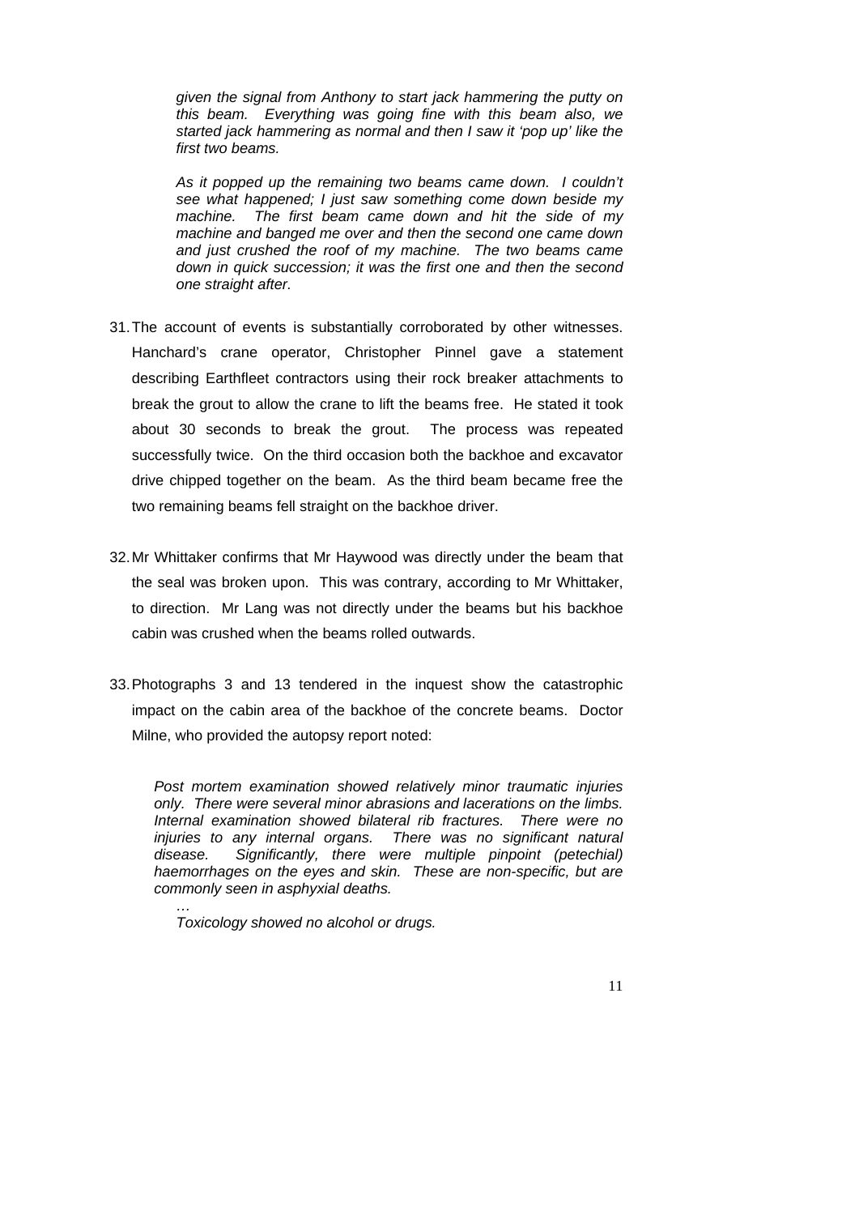> *given the signal from Anthony to start jack hammering the putty on this beam. Everything was going fine with this beam also, we started jack hammering as normal and then I saw it 'pop up' like the first two beams.*
>
> *As it popped up the remaining two beams came down. I couldn't see what happened; I just saw something come down beside my machine. The first beam came down and hit the side of my machine and banged me over and then the second one came down and just crushed the roof of my machine. The two beams came down in quick succession; it was the first one and then the second one straight after.*

31. The account of events is substantially corroborated by other witnesses. Hanchard's crane operator, Christopher Pinnel gave a statement describing Earthfleet contractors using their rock breaker attachments to break the grout to allow the crane to lift the beams free. He stated it took about 30 seconds to break the grout. The process was repeated successfully twice. On the third occasion both the backhoe and excavator drive chipped together on the beam. As the third beam became free the two remaining beams fell straight on the backhoe driver.

32. Mr Whittaker confirms that Mr Haywood was directly under the beam that the seal was broken upon. This was contrary, according to Mr Whittaker, to direction. Mr Lang was not directly under the beams but his backhoe cabin was crushed when the beams rolled outwards.

33. Photographs 3 and 13 tendered in the inquest show the catastrophic impact on the cabin area of the backhoe of the concrete beams. Doctor Milne, who provided the autopsy report noted:

> *Post mortem examination showed relatively minor traumatic injuries only. There were several minor abrasions and lacerations on the limbs. Internal examination showed bilateral rib fractures. There were no injuries to any internal organs. There was no significant natural disease. Significantly, there were multiple pinpoint (petechial) haemorrhages on the eyes and skin. These are non-specific, but are commonly seen in asphyxial deaths.*
>
> *…*
>
> *Toxicology showed no alcohol or drugs.*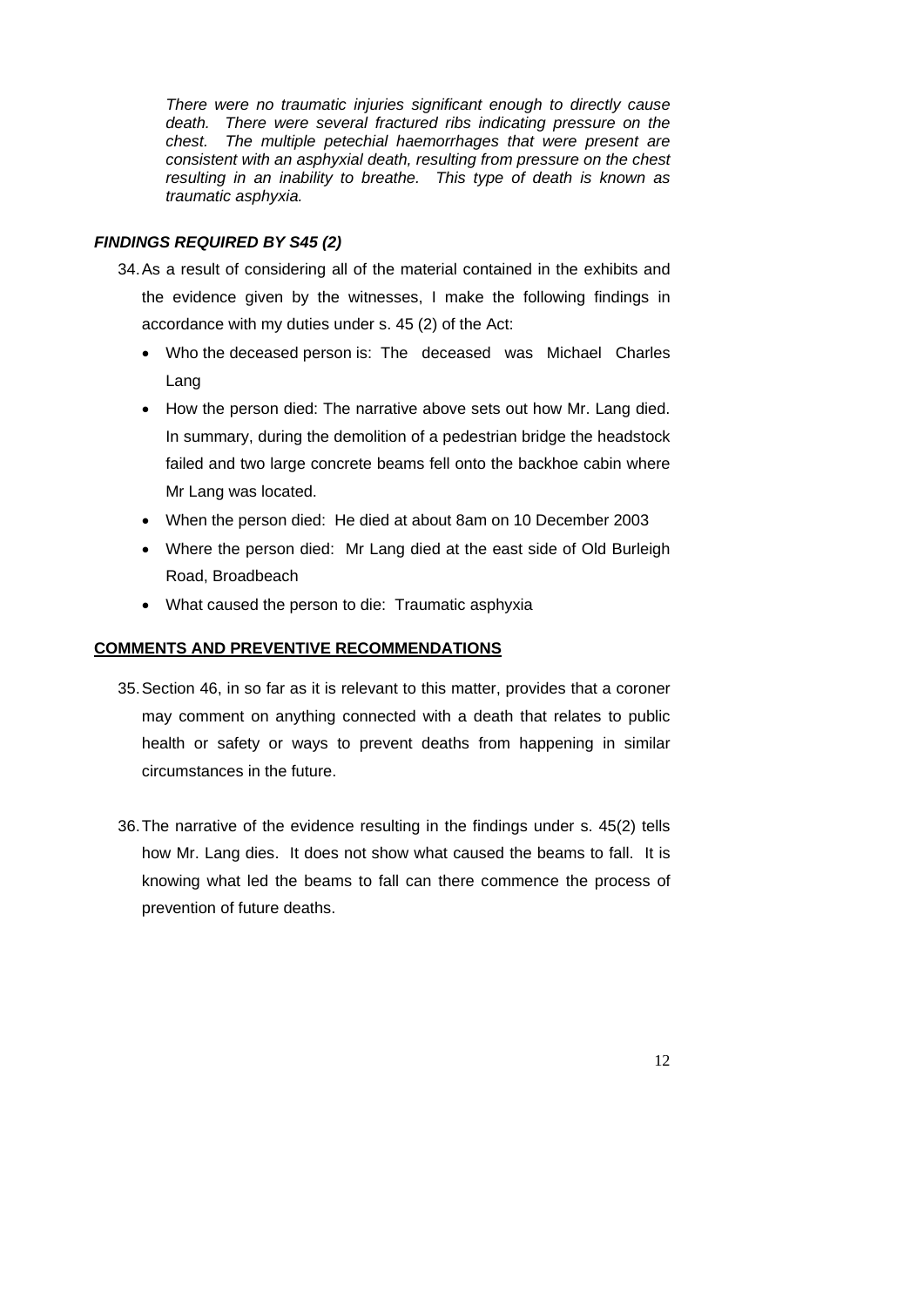*There were no traumatic injuries significant enough to directly cause death. There were several fractured ribs indicating pressure on the chest. The multiple petechial haemorrhages that were present are consistent with an asphyxial death, resulting from pressure on the chest resulting in an inability to breathe. This type of death is known as traumatic asphyxia.*

### *FINDINGS REQUIRED BY S45 (2)*

34. As a result of considering all of the material contained in the exhibits and the evidence given by the witnesses, I make the following findings in accordance with my duties under s. 45 (2) of the Act:

- Who the deceased person is: The deceased was Michael Charles Lang
- How the person died: The narrative above sets out how Mr. Lang died. In summary, during the demolition of a pedestrian bridge the headstock failed and two large concrete beams fell onto the backhoe cabin where Mr Lang was located.
- When the person died: He died at about 8am on 10 December 2003
- Where the person died: Mr Lang died at the east side of Old Burleigh Road, Broadbeach
- What caused the person to die: Traumatic asphyxia

### COMMENTS AND PREVENTIVE RECOMMENDATIONS

35. Section 46, in so far as it is relevant to this matter, provides that a coroner may comment on anything connected with a death that relates to public health or safety or ways to prevent deaths from happening in similar circumstances in the future.

36. The narrative of the evidence resulting in the findings under s. 45(2) tells how Mr. Lang dies. It does not show what caused the beams to fall. It is knowing what led the beams to fall can there commence the process of prevention of future deaths.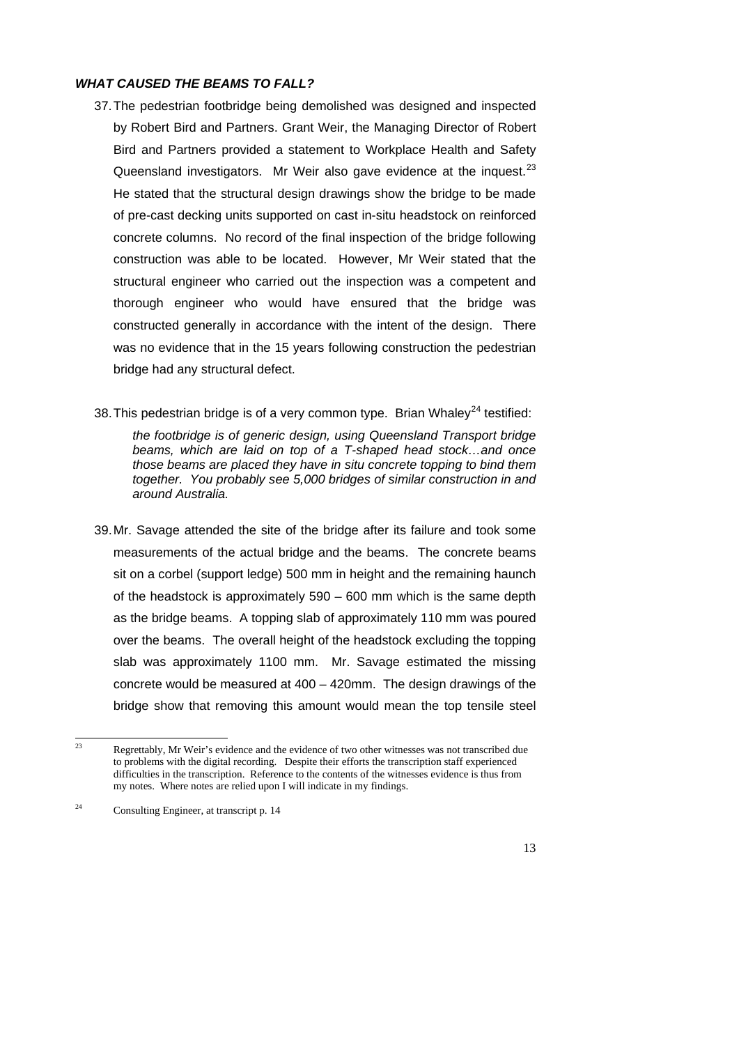***WHAT CAUSED THE BEAMS TO FALL?***

37. The pedestrian footbridge being demolished was designed and inspected by Robert Bird and Partners. Grant Weir, the Managing Director of Robert Bird and Partners provided a statement to Workplace Health and Safety Queensland investigators. Mr Weir also gave evidence at the inquest.[23] He stated that the structural design drawings show the bridge to be made of pre-cast decking units supported on cast in-situ headstock on reinforced concrete columns. No record of the final inspection of the bridge following construction was able to be located. However, Mr Weir stated that the structural engineer who carried out the inspection was a competent and thorough engineer who would have ensured that the bridge was constructed generally in accordance with the intent of the design. There was no evidence that in the 15 years following construction the pedestrian bridge had any structural defect.

38. This pedestrian bridge is of a very common type. Brian Whaley[24] testified:

    *the footbridge is of generic design, using Queensland Transport bridge beams, which are laid on top of a T-shaped head stock…and once those beams are placed they have in situ concrete topping to bind them together. You probably see 5,000 bridges of similar construction in and around Australia.*

39. Mr. Savage attended the site of the bridge after its failure and took some measurements of the actual bridge and the beams. The concrete beams sit on a corbel (support ledge) 500 mm in height and the remaining haunch of the headstock is approximately 590 – 600 mm which is the same depth as the bridge beams. A topping slab of approximately 110 mm was poured over the beams. The overall height of the headstock excluding the topping slab was approximately 1100 mm. Mr. Savage estimated the missing concrete would be measured at 400 – 420mm. The design drawings of the bridge show that removing this amount would mean the top tensile steel

---

[23] Regrettably, Mr Weir's evidence and the evidence of two other witnesses was not transcribed due to problems with the digital recording. Despite their efforts the transcription staff experienced difficulties in the transcription. Reference to the contents of the witnesses evidence is thus from my notes. Where notes are relied upon I will indicate in my findings.

[24] Consulting Engineer, at transcript p. 14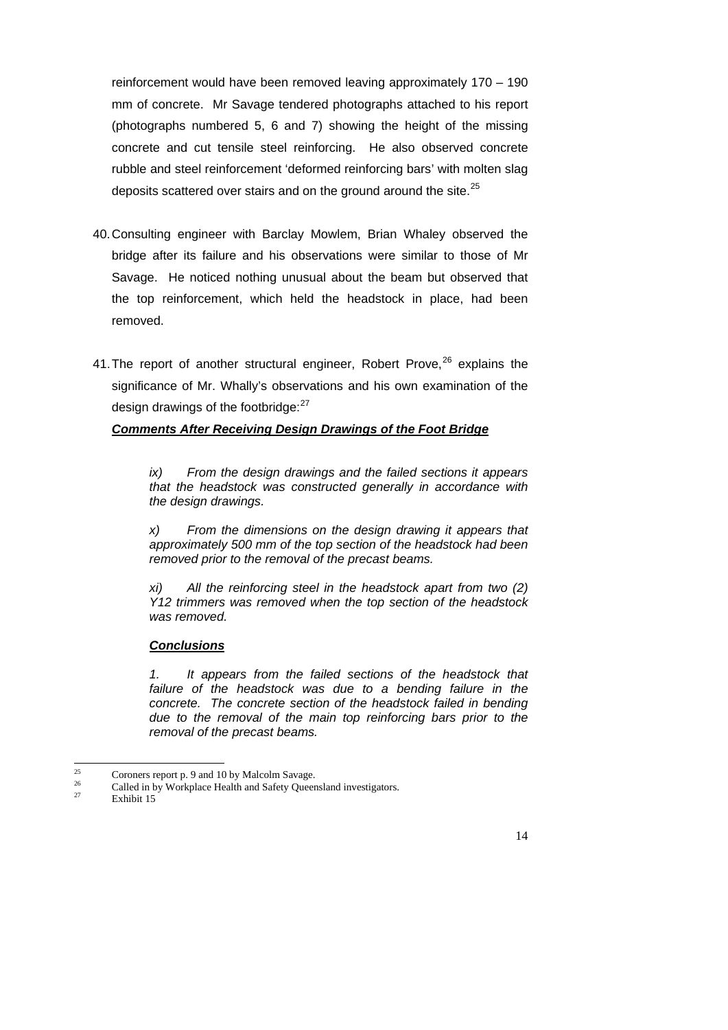reinforcement would have been removed leaving approximately 170 – 190 mm of concrete. Mr Savage tendered photographs attached to his report (photographs numbered 5, 6 and 7) showing the height of the missing concrete and cut tensile steel reinforcing. He also observed concrete rubble and steel reinforcement 'deformed reinforcing bars' with molten slag deposits scattered over stairs and on the ground around the site.[25]

40. Consulting engineer with Barclay Mowlem, Brian Whaley observed the bridge after its failure and his observations were similar to those of Mr Savage. He noticed nothing unusual about the beam but observed that the top reinforcement, which held the headstock in place, had been removed.

41. The report of another structural engineer, Robert Prove,[26] explains the significance of Mr. Whally's observations and his own examination of the design drawings of the footbridge:[27]

***Comments After Receiving Design Drawings of the Foot Bridge***

> *ix) From the design drawings and the failed sections it appears that the headstock was constructed generally in accordance with the design drawings.*
>
> *x) From the dimensions on the design drawing it appears that approximately 500 mm of the top section of the headstock had been removed prior to the removal of the precast beams.*
>
> *xi) All the reinforcing steel in the headstock apart from two (2) Y12 trimmers was removed when the top section of the headstock was removed.*
>
> ***Conclusions***
>
> *1. It appears from the failed sections of the headstock that failure of the headstock was due to a bending failure in the concrete. The concrete section of the headstock failed in bending due to the removal of the main top reinforcing bars prior to the removal of the precast beams.*

---

[25] Coroners report p. 9 and 10 by Malcolm Savage.

[26] Called in by Workplace Health and Safety Queensland investigators.

[27] Exhibit 15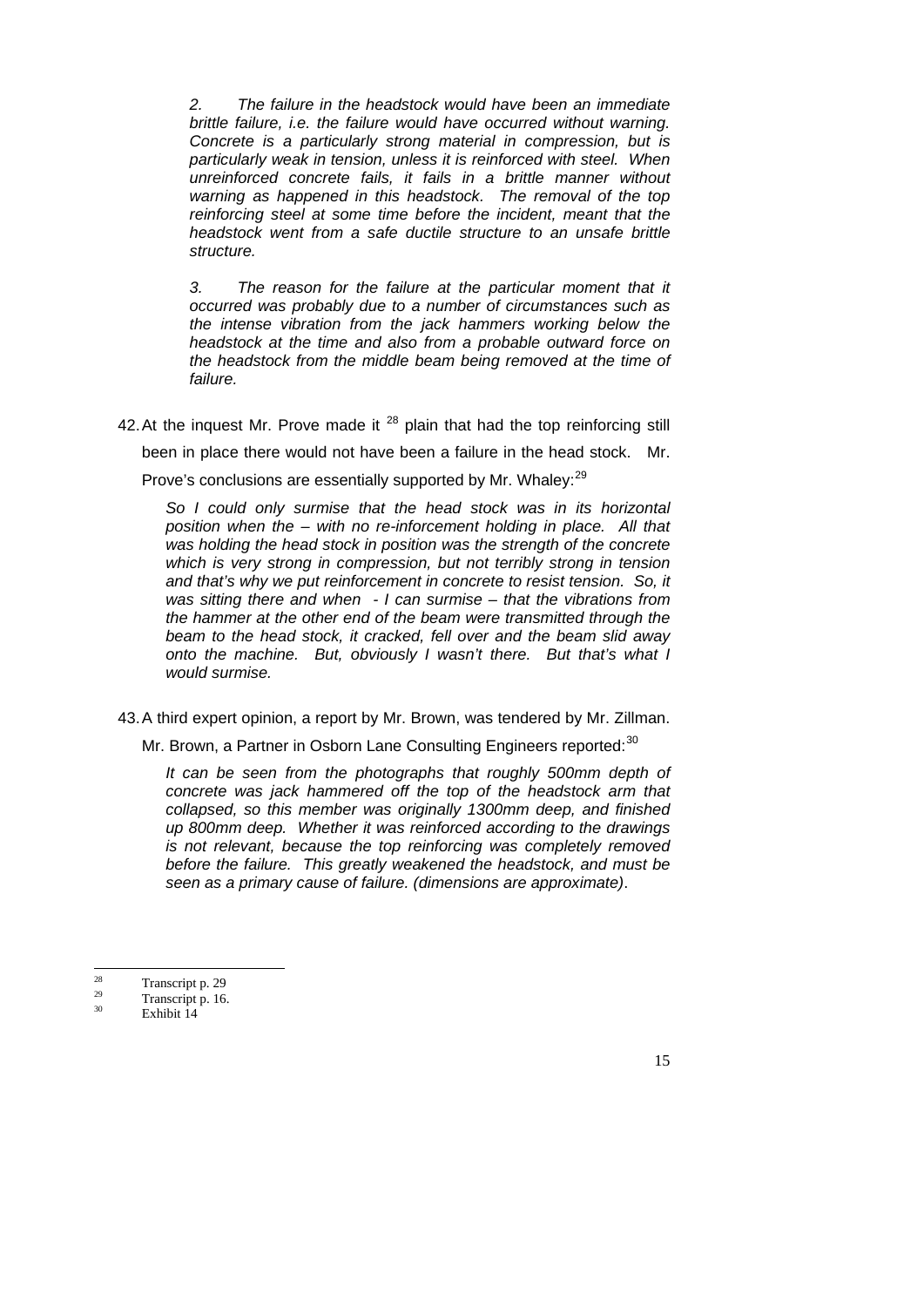> *2. The failure in the headstock would have been an immediate brittle failure, i.e. the failure would have occurred without warning. Concrete is a particularly strong material in compression, but is particularly weak in tension, unless it is reinforced with steel. When unreinforced concrete fails, it fails in a brittle manner without warning as happened in this headstock. The removal of the top reinforcing steel at some time before the incident, meant that the headstock went from a safe ductile structure to an unsafe brittle structure.*
>
> *3. The reason for the failure at the particular moment that it occurred was probably due to a number of circumstances such as the intense vibration from the jack hammers working below the headstock at the time and also from a probable outward force on the headstock from the middle beam being removed at the time of failure.*

42. At the inquest Mr. Prove made it [28] plain that had the top reinforcing still been in place there would not have been a failure in the head stock. Mr. Prove's conclusions are essentially supported by Mr. Whaley:[29]

> *So I could only surmise that the head stock was in its horizontal position when the – with no re-inforcement holding in place. All that was holding the head stock in position was the strength of the concrete which is very strong in compression, but not terribly strong in tension and that's why we put reinforcement in concrete to resist tension. So, it was sitting there and when - I can surmise – that the vibrations from the hammer at the other end of the beam were transmitted through the beam to the head stock, it cracked, fell over and the beam slid away onto the machine. But, obviously I wasn't there. But that's what I would surmise.*

43. A third expert opinion, a report by Mr. Brown, was tendered by Mr. Zillman. Mr. Brown, a Partner in Osborn Lane Consulting Engineers reported:[30]

> *It can be seen from the photographs that roughly 500mm depth of concrete was jack hammered off the top of the headstock arm that collapsed, so this member was originally 1300mm deep, and finished up 800mm deep. Whether it was reinforced according to the drawings is not relevant, because the top reinforcing was completely removed before the failure. This greatly weakened the headstock, and must be seen as a primary cause of failure. (dimensions are approximate)*.

---

[28] Transcript p. 29

[29] Transcript p. 16.

[30] Exhibit 14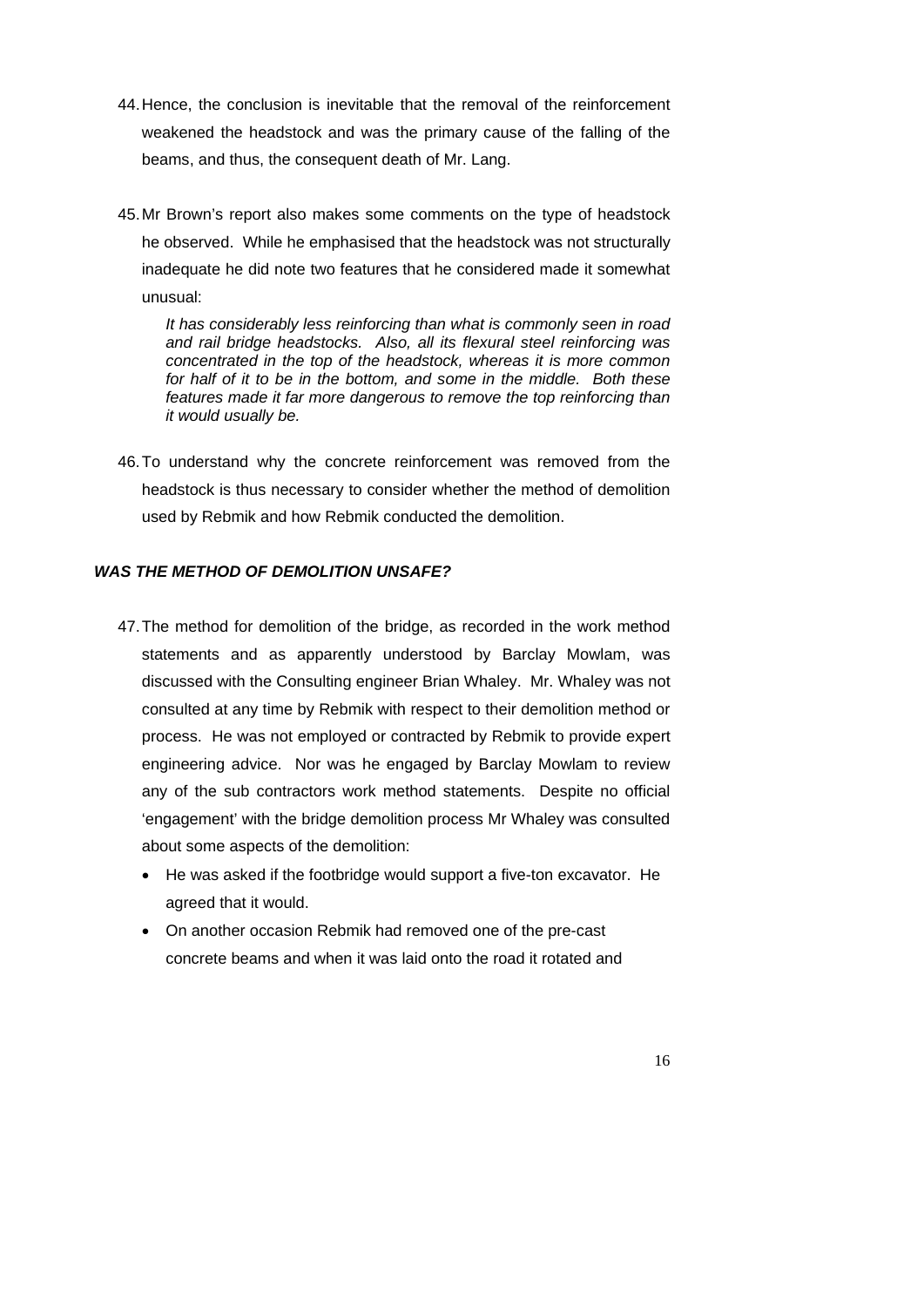44. Hence, the conclusion is inevitable that the removal of the reinforcement weakened the headstock and was the primary cause of the falling of the beams, and thus, the consequent death of Mr. Lang.

45. Mr Brown's report also makes some comments on the type of headstock he observed. While he emphasised that the headstock was not structurally inadequate he did note two features that he considered made it somewhat unusual:

> *It has considerably less reinforcing than what is commonly seen in road and rail bridge headstocks. Also, all its flexural steel reinforcing was concentrated in the top of the headstock, whereas it is more common for half of it to be in the bottom, and some in the middle. Both these features made it far more dangerous to remove the top reinforcing than it would usually be.*

46. To understand why the concrete reinforcement was removed from the headstock is thus necessary to consider whether the method of demolition used by Rebmik and how Rebmik conducted the demolition.

### *WAS THE METHOD OF DEMOLITION UNSAFE?*

47. The method for demolition of the bridge, as recorded in the work method statements and as apparently understood by Barclay Mowlam, was discussed with the Consulting engineer Brian Whaley. Mr. Whaley was not consulted at any time by Rebmik with respect to their demolition method or process. He was not employed or contracted by Rebmik to provide expert engineering advice. Nor was he engaged by Barclay Mowlam to review any of the sub contractors work method statements. Despite no official 'engagement' with the bridge demolition process Mr Whaley was consulted about some aspects of the demolition:

    - He was asked if the footbridge would support a five-ton excavator. He agreed that it would.
    - On another occasion Rebmik had removed one of the pre-cast concrete beams and when it was laid onto the road it rotated and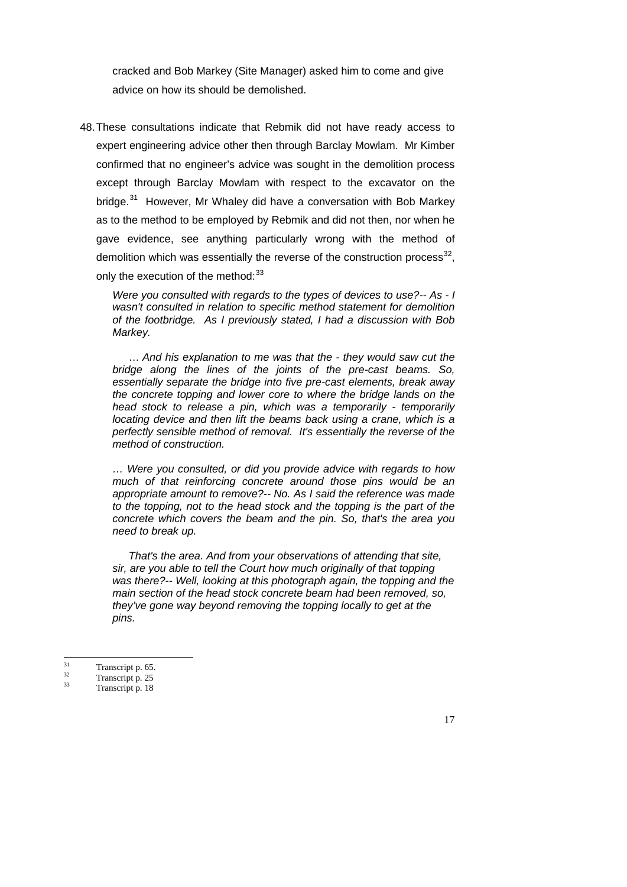cracked and Bob Markey (Site Manager) asked him to come and give advice on how its should be demolished.

48. These consultations indicate that Rebmik did not have ready access to expert engineering advice other then through Barclay Mowlam. Mr Kimber confirmed that no engineer's advice was sought in the demolition process except through Barclay Mowlam with respect to the excavator on the bridge.[31] However, Mr Whaley did have a conversation with Bob Markey as to the method to be employed by Rebmik and did not then, nor when he gave evidence, see anything particularly wrong with the method of demolition which was essentially the reverse of the construction process[32], only the execution of the method:[33]

> *Were you consulted with regards to the types of devices to use?-- As - I wasn't consulted in relation to specific method statement for demolition of the footbridge. As I previously stated, I had a discussion with Bob Markey.*
>
> *… And his explanation to me was that the - they would saw cut the bridge along the lines of the joints of the pre-cast beams. So, essentially separate the bridge into five pre-cast elements, break away the concrete topping and lower core to where the bridge lands on the head stock to release a pin, which was a temporarily - temporarily locating device and then lift the beams back using a crane, which is a perfectly sensible method of removal. It's essentially the reverse of the method of construction.*
>
> *… Were you consulted, or did you provide advice with regards to how much of that reinforcing concrete around those pins would be an appropriate amount to remove?-- No. As I said the reference was made to the topping, not to the head stock and the topping is the part of the concrete which covers the beam and the pin. So, that's the area you need to break up.*
>
> *That's the area. And from your observations of attending that site, sir, are you able to tell the Court how much originally of that topping was there?-- Well, looking at this photograph again, the topping and the main section of the head stock concrete beam had been removed, so, they've gone way beyond removing the topping locally to get at the pins.*

---

[31] Transcript p. 65.

[32] Transcript p. 25

[33] Transcript p. 18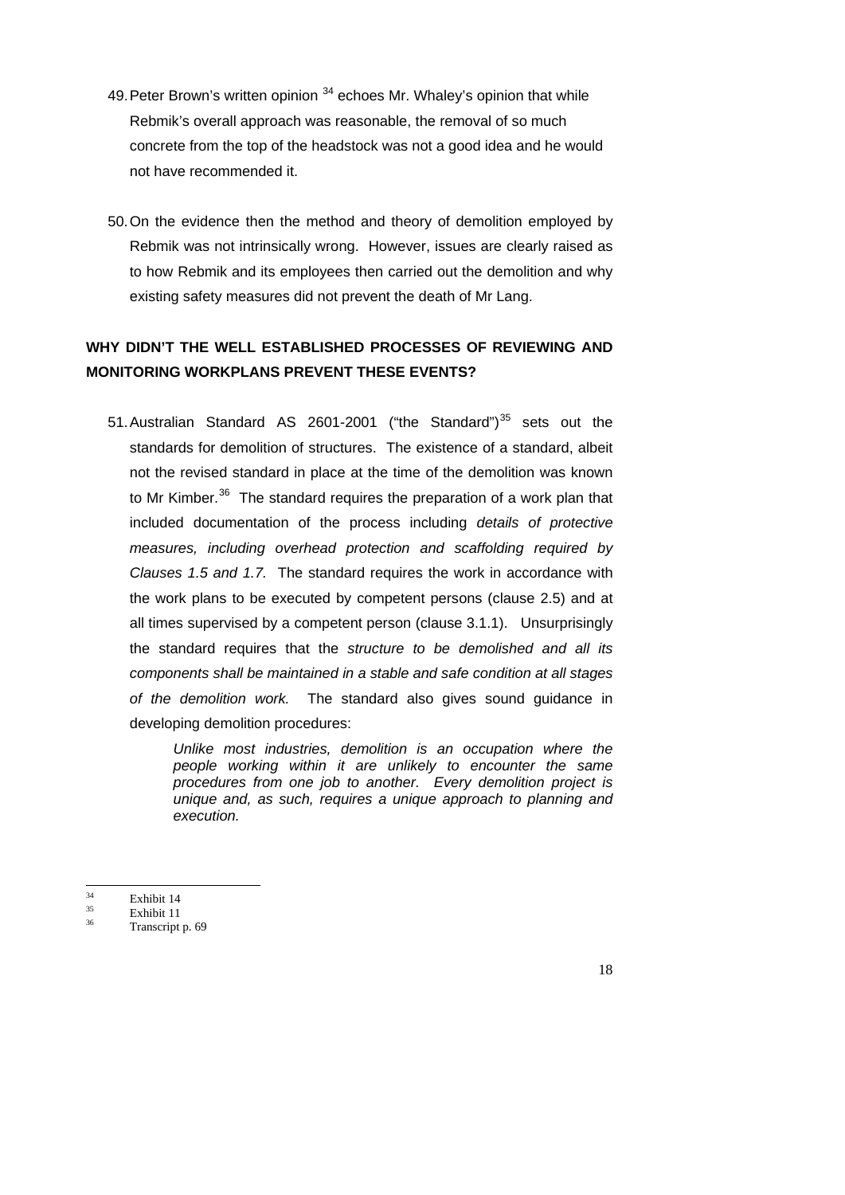49. Peter Brown's written opinion [34] echoes Mr. Whaley's opinion that while Rebmik's overall approach was reasonable, the removal of so much concrete from the top of the headstock was not a good idea and he would not have recommended it.

50. On the evidence then the method and theory of demolition employed by Rebmik was not intrinsically wrong. However, issues are clearly raised as to how Rebmik and its employees then carried out the demolition and why existing safety measures did not prevent the death of Mr Lang.

**WHY DIDN'T THE WELL ESTABLISHED PROCESSES OF REVIEWING AND MONITORING WORKPLANS PREVENT THESE EVENTS?**

51. Australian Standard AS 2601-2001 ("the Standard")[35] sets out the standards for demolition of structures. The existence of a standard, albeit not the revised standard in place at the time of the demolition was known to Mr Kimber.[36] The standard requires the preparation of a work plan that included documentation of the process including *details of protective measures, including overhead protection and scaffolding required by Clauses 1.5 and 1.7.* The standard requires the work in accordance with the work plans to be executed by competent persons (clause 2.5) and at all times supervised by a competent person (clause 3.1.1). Unsurprisingly the standard requires that the *structure to be demolished and all its components shall be maintained in a stable and safe condition at all stages of the demolition work.* The standard also gives sound guidance in developing demolition procedures:

> *Unlike most industries, demolition is an occupation where the people working within it are unlikely to encounter the same procedures from one job to another. Every demolition project is unique and, as such, requires a unique approach to planning and execution.*

---

[34] Exhibit 14

[35] Exhibit 11

[36] Transcript p. 69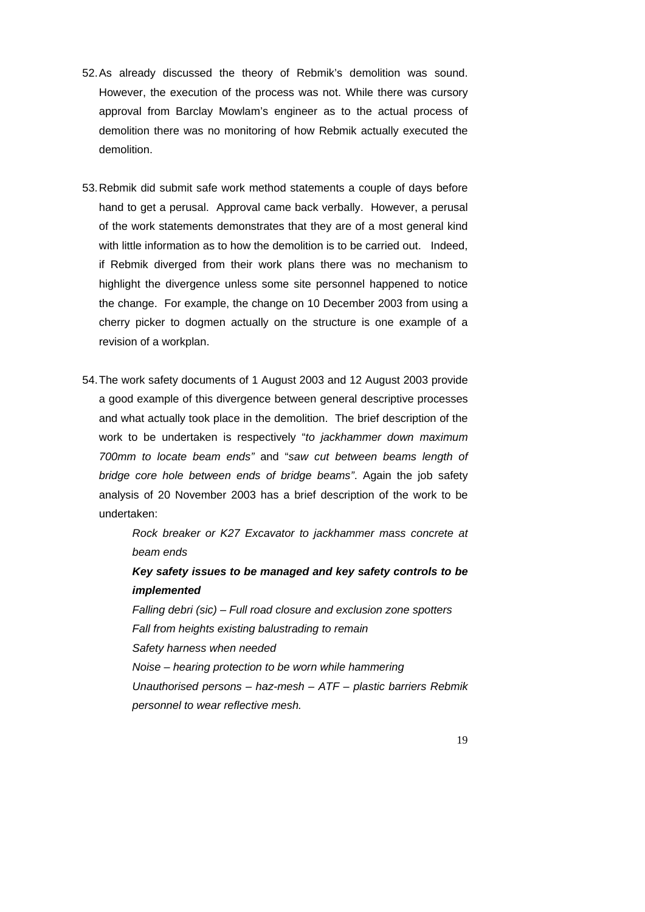52. As already discussed the theory of Rebmik's demolition was sound. However, the execution of the process was not. While there was cursory approval from Barclay Mowlam's engineer as to the actual process of demolition there was no monitoring of how Rebmik actually executed the demolition.

53. Rebmik did submit safe work method statements a couple of days before hand to get a perusal. Approval came back verbally. However, a perusal of the work statements demonstrates that they are of a most general kind with little information as to how the demolition is to be carried out. Indeed, if Rebmik diverged from their work plans there was no mechanism to highlight the divergence unless some site personnel happened to notice the change. For example, the change on 10 December 2003 from using a cherry picker to dogmen actually on the structure is one example of a revision of a workplan.

54. The work safety documents of 1 August 2003 and 12 August 2003 provide a good example of this divergence between general descriptive processes and what actually took place in the demolition. The brief description of the work to be undertaken is respectively "*to jackhammer down maximum 700mm to locate beam ends"* and "*saw cut between beams length of bridge core hole between ends of bridge beams"*. Again the job safety analysis of 20 November 2003 has a brief description of the work to be undertaken:

    *Rock breaker or K27 Excavator to jackhammer mass concrete at beam ends*

    ***Key safety issues to be managed and key safety controls to be implemented***

    *Falling debri (sic) – Full road closure and exclusion zone spotters*

    *Fall from heights existing balustrading to remain*

    *Safety harness when needed*

    *Noise – hearing protection to be worn while hammering*

    *Unauthorised persons – haz-mesh – ATF – plastic barriers Rebmik personnel to wear reflective mesh.*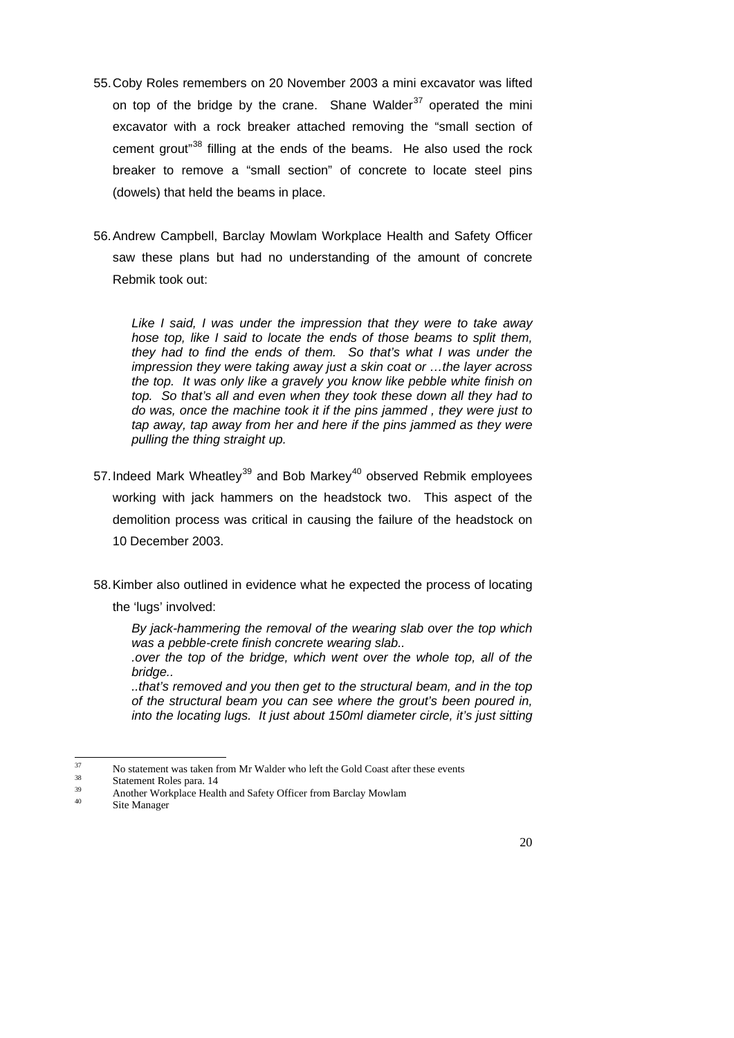55. Coby Roles remembers on 20 November 2003 a mini excavator was lifted on top of the bridge by the crane. Shane Walder[37] operated the mini excavator with a rock breaker attached removing the "small section of cement grout"[38] filling at the ends of the beams. He also used the rock breaker to remove a "small section" of concrete to locate steel pins (dowels) that held the beams in place.

56. Andrew Campbell, Barclay Mowlam Workplace Health and Safety Officer saw these plans but had no understanding of the amount of concrete Rebmik took out:

> *Like I said, I was under the impression that they were to take away hose top, like I said to locate the ends of those beams to split them, they had to find the ends of them. So that's what I was under the impression they were taking away just a skin coat or …the layer across the top. It was only like a gravely you know like pebble white finish on top. So that's all and even when they took these down all they had to do was, once the machine took it if the pins jammed , they were just to tap away, tap away from her and here if the pins jammed as they were pulling the thing straight up.*

57. Indeed Mark Wheatley[39] and Bob Markey[40] observed Rebmik employees working with jack hammers on the headstock two. This aspect of the demolition process was critical in causing the failure of the headstock on 10 December 2003.

58. Kimber also outlined in evidence what he expected the process of locating the 'lugs' involved:

> *By jack-hammering the removal of the wearing slab over the top which was a pebble-crete finish concrete wearing slab..*
>
> *.over the top of the bridge, which went over the whole top, all of the bridge..*
>
> *..that's removed and you then get to the structural beam, and in the top of the structural beam you can see where the grout's been poured in, into the locating lugs. It just about 150ml diameter circle, it's just sitting*

---

[37] No statement was taken from Mr Walder who left the Gold Coast after these events

[38] Statement Roles para. 14

[39] Another Workplace Health and Safety Officer from Barclay Mowlam

[40] Site Manager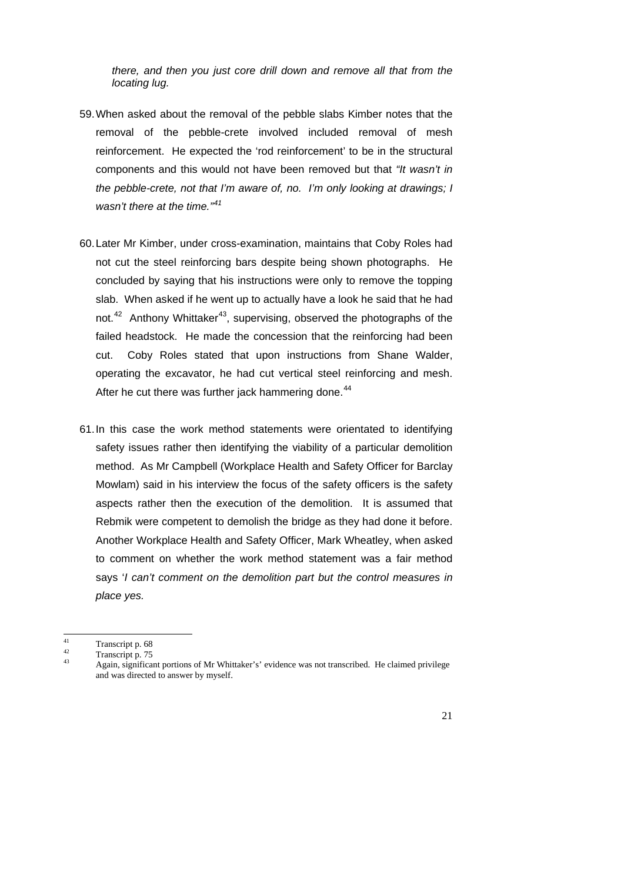*there, and then you just core drill down and remove all that from the locating lug.*

59. When asked about the removal of the pebble slabs Kimber notes that the removal of the pebble-crete involved included removal of mesh reinforcement. He expected the 'rod reinforcement' to be in the structural components and this would not have been removed but that *"It wasn't in the pebble-crete, not that I'm aware of, no. I'm only looking at drawings; I wasn't there at the time."*[41]

60. Later Mr Kimber, under cross-examination, maintains that Coby Roles had not cut the steel reinforcing bars despite being shown photographs. He concluded by saying that his instructions were only to remove the topping slab. When asked if he went up to actually have a look he said that he had not.[42] Anthony Whittaker[43], supervising, observed the photographs of the failed headstock. He made the concession that the reinforcing had been cut. Coby Roles stated that upon instructions from Shane Walder, operating the excavator, he had cut vertical steel reinforcing and mesh. After he cut there was further jack hammering done.[44]

61. In this case the work method statements were orientated to identifying safety issues rather then identifying the viability of a particular demolition method. As Mr Campbell (Workplace Health and Safety Officer for Barclay Mowlam) said in his interview the focus of the safety officers is the safety aspects rather then the execution of the demolition. It is assumed that Rebmik were competent to demolish the bridge as they had done it before. Another Workplace Health and Safety Officer, Mark Wheatley, when asked to comment on whether the work method statement was a fair method says '*I can't comment on the demolition part but the control measures in place yes.*

---

[41] Transcript p. 68

[42] Transcript p. 75

[43] Again, significant portions of Mr Whittaker's' evidence was not transcribed. He claimed privilege and was directed to answer by myself.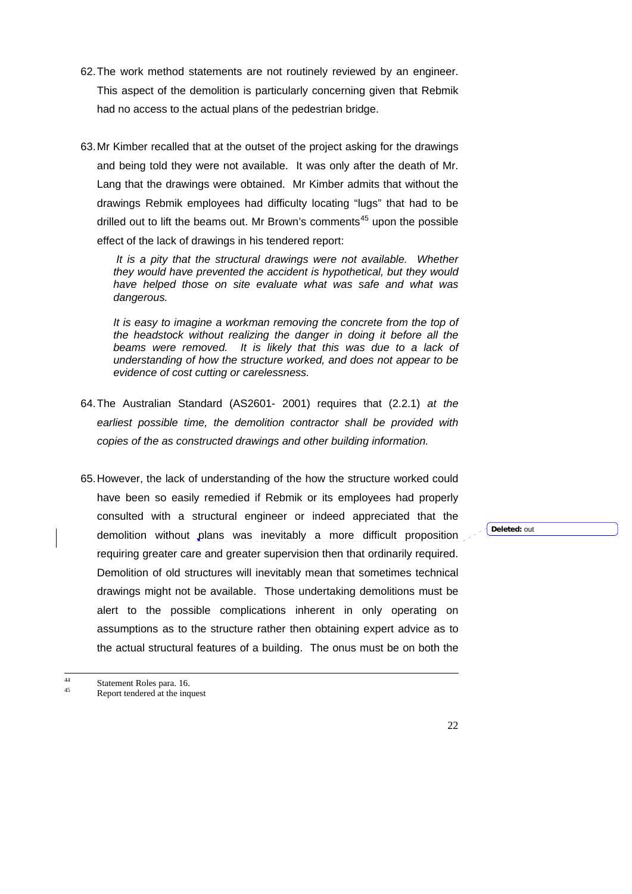62. The work method statements are not routinely reviewed by an engineer. This aspect of the demolition is particularly concerning given that Rebmik had no access to the actual plans of the pedestrian bridge.

63. Mr Kimber recalled that at the outset of the project asking for the drawings and being told they were not available. It was only after the death of Mr. Lang that the drawings were obtained. Mr Kimber admits that without the drawings Rebmik employees had difficulty locating "lugs" that had to be drilled out to lift the beams out. Mr Brown's comments[45] upon the possible effect of the lack of drawings in his tendered report:

> *It is a pity that the structural drawings were not available. Whether they would have prevented the accident is hypothetical, but they would have helped those on site evaluate what was safe and what was dangerous.*
>
> *It is easy to imagine a workman removing the concrete from the top of the headstock without realizing the danger in doing it before all the beams were removed. It is likely that this was due to a lack of understanding of how the structure worked, and does not appear to be evidence of cost cutting or carelessness.*

64. The Australian Standard (AS2601- 2001) requires that (2.2.1) *at the earliest possible time, the demolition contractor shall be provided with copies of the as constructed drawings and other building information.*

65. However, the lack of understanding of the how the structure worked could have been so easily remedied if Rebmik or its employees had properly consulted with a structural engineer or indeed appreciated that the demolition without plans was inevitably a more difficult proposition requiring greater care and greater supervision then that ordinarily required. Demolition of old structures will inevitably mean that sometimes technical drawings might not be available. Those undertaking demolitions must be alert to the possible complications inherent in only operating on assumptions as to the structure rather then obtaining expert advice as to the actual structural features of a building. The onus must be on both the

---

[44] Statement Roles para. 16.

[45] Report tendered at the inquest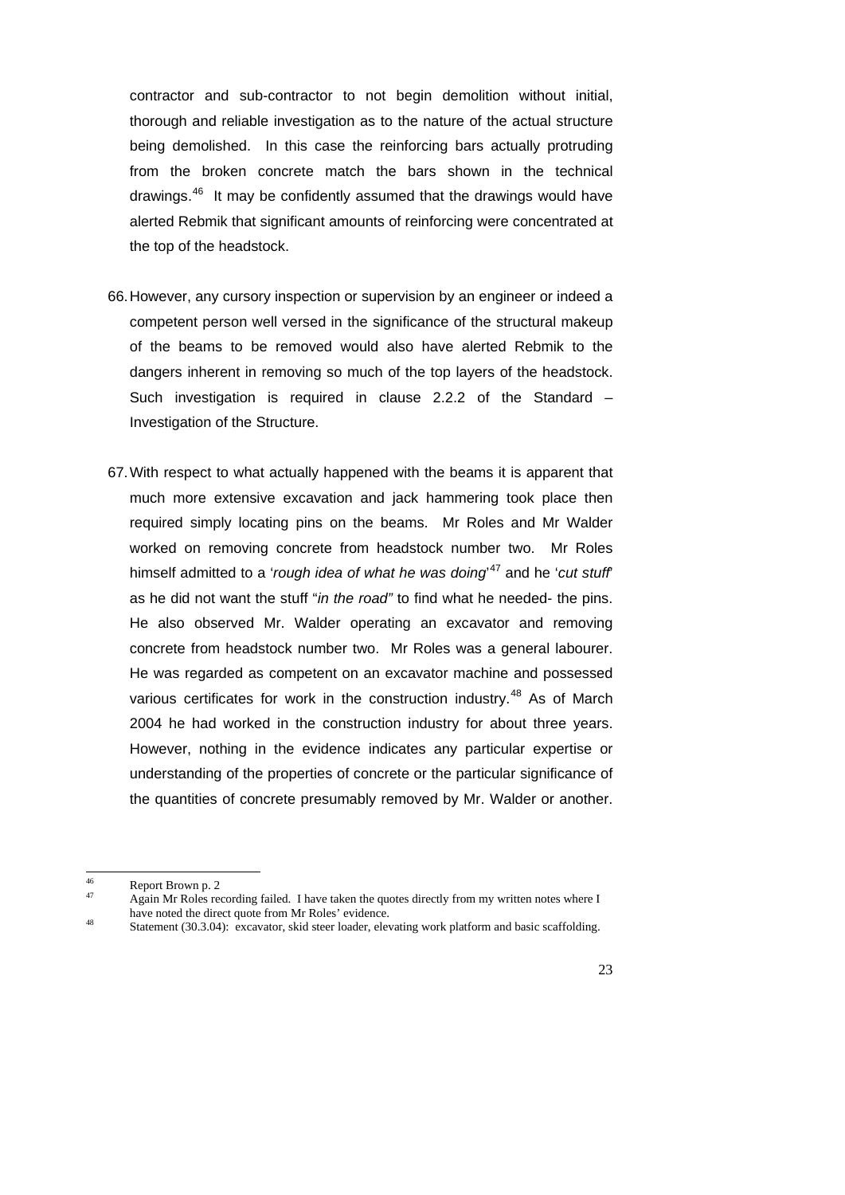contractor and sub-contractor to not begin demolition without initial, thorough and reliable investigation as to the nature of the actual structure being demolished. In this case the reinforcing bars actually protruding from the broken concrete match the bars shown in the technical drawings.[46] It may be confidently assumed that the drawings would have alerted Rebmik that significant amounts of reinforcing were concentrated at the top of the headstock.

66. However, any cursory inspection or supervision by an engineer or indeed a competent person well versed in the significance of the structural makeup of the beams to be removed would also have alerted Rebmik to the dangers inherent in removing so much of the top layers of the headstock. Such investigation is required in clause 2.2.2 of the Standard – Investigation of the Structure.

67. With respect to what actually happened with the beams it is apparent that much more extensive excavation and jack hammering took place then required simply locating pins on the beams. Mr Roles and Mr Walder worked on removing concrete from headstock number two. Mr Roles himself admitted to a '*rough idea of what he was doing*'[47] and he '*cut stuff*' as he did not want the stuff "*in the road"* to find what he needed- the pins. He also observed Mr. Walder operating an excavator and removing concrete from headstock number two. Mr Roles was a general labourer. He was regarded as competent on an excavator machine and possessed various certificates for work in the construction industry.[48] As of March 2004 he had worked in the construction industry for about three years. However, nothing in the evidence indicates any particular expertise or understanding of the properties of concrete or the particular significance of the quantities of concrete presumably removed by Mr. Walder or another.

---

[46] Report Brown p. 2

[47] Again Mr Roles recording failed. I have taken the quotes directly from my written notes where I have noted the direct quote from Mr Roles' evidence.

[48] Statement (30.3.04): excavator, skid steer loader, elevating work platform and basic scaffolding.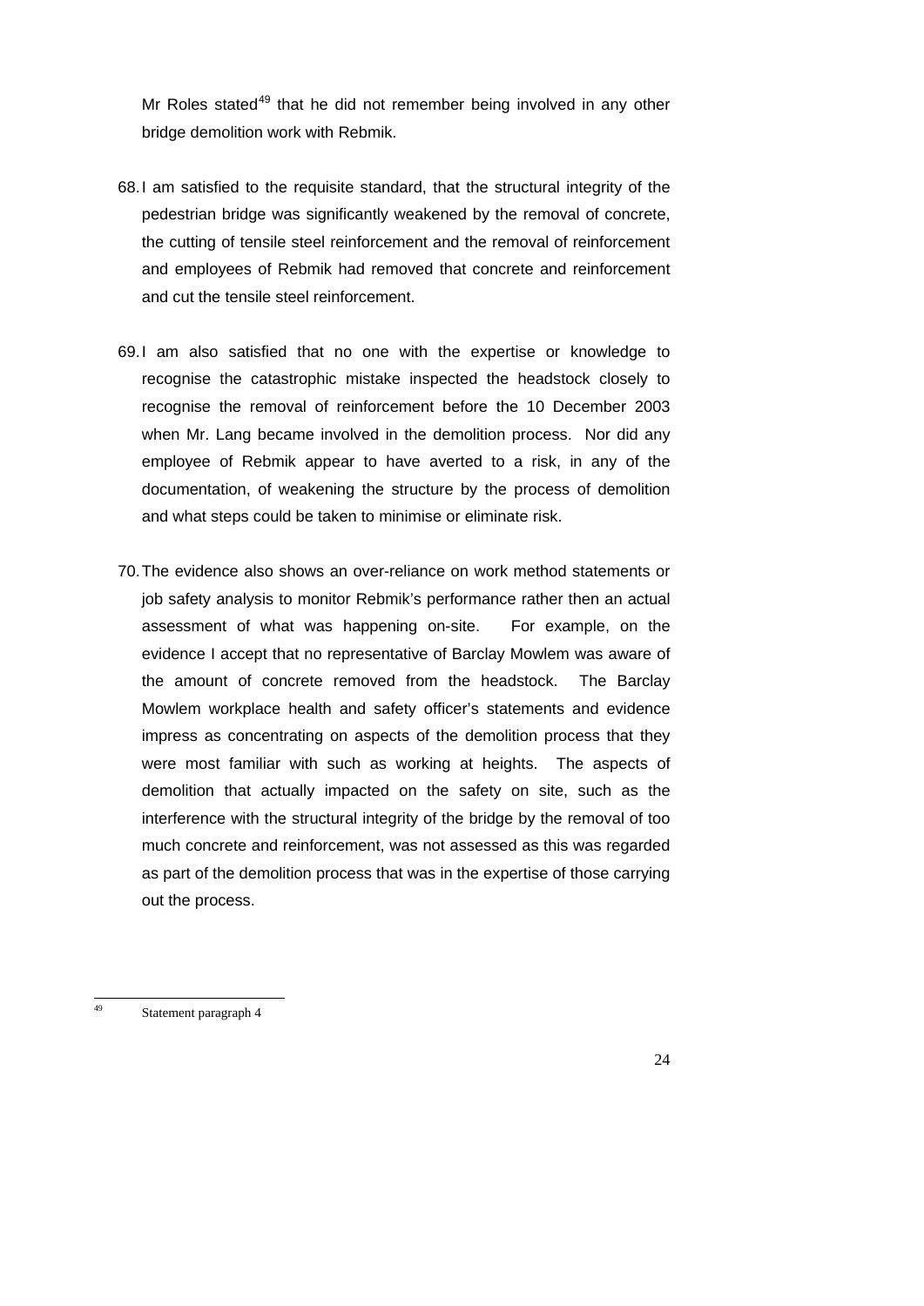Mr Roles stated[49] that he did not remember being involved in any other bridge demolition work with Rebmik.

68. I am satisfied to the requisite standard, that the structural integrity of the pedestrian bridge was significantly weakened by the removal of concrete, the cutting of tensile steel reinforcement and the removal of reinforcement and employees of Rebmik had removed that concrete and reinforcement and cut the tensile steel reinforcement.

69. I am also satisfied that no one with the expertise or knowledge to recognise the catastrophic mistake inspected the headstock closely to recognise the removal of reinforcement before the 10 December 2003 when Mr. Lang became involved in the demolition process. Nor did any employee of Rebmik appear to have averted to a risk, in any of the documentation, of weakening the structure by the process of demolition and what steps could be taken to minimise or eliminate risk.

70. The evidence also shows an over-reliance on work method statements or job safety analysis to monitor Rebmik's performance rather then an actual assessment of what was happening on-site. For example, on the evidence I accept that no representative of Barclay Mowlem was aware of the amount of concrete removed from the headstock. The Barclay Mowlem workplace health and safety officer's statements and evidence impress as concentrating on aspects of the demolition process that they were most familiar with such as working at heights. The aspects of demolition that actually impacted on the safety on site, such as the interference with the structural integrity of the bridge by the removal of too much concrete and reinforcement, was not assessed as this was regarded as part of the demolition process that was in the expertise of those carrying out the process.

---

[49] Statement paragraph 4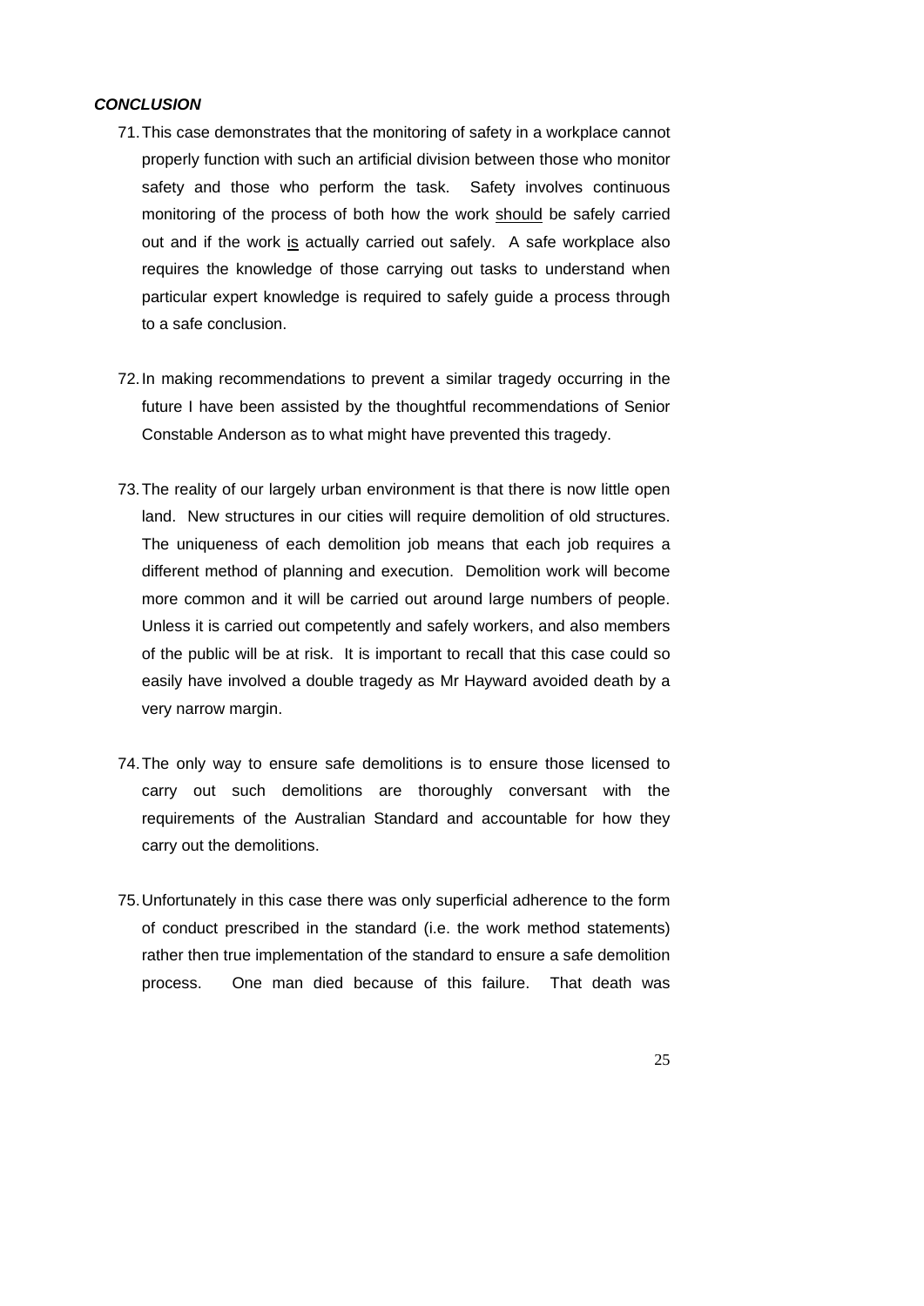***CONCLUSION***

71. This case demonstrates that the monitoring of safety in a workplace cannot properly function with such an artificial division between those who monitor safety and those who perform the task. Safety involves continuous monitoring of the process of both how the work <u>should</u> be safely carried out and if the work <u>is</u> actually carried out safely. A safe workplace also requires the knowledge of those carrying out tasks to understand when particular expert knowledge is required to safely guide a process through to a safe conclusion.

72. In making recommendations to prevent a similar tragedy occurring in the future I have been assisted by the thoughtful recommendations of Senior Constable Anderson as to what might have prevented this tragedy.

73. The reality of our largely urban environment is that there is now little open land. New structures in our cities will require demolition of old structures. The uniqueness of each demolition job means that each job requires a different method of planning and execution. Demolition work will become more common and it will be carried out around large numbers of people. Unless it is carried out competently and safely workers, and also members of the public will be at risk. It is important to recall that this case could so easily have involved a double tragedy as Mr Hayward avoided death by a very narrow margin.

74. The only way to ensure safe demolitions is to ensure those licensed to carry out such demolitions are thoroughly conversant with the requirements of the Australian Standard and accountable for how they carry out the demolitions.

75. Unfortunately in this case there was only superficial adherence to the form of conduct prescribed in the standard (i.e. the work method statements) rather then true implementation of the standard to ensure a safe demolition process. One man died because of this failure. That death was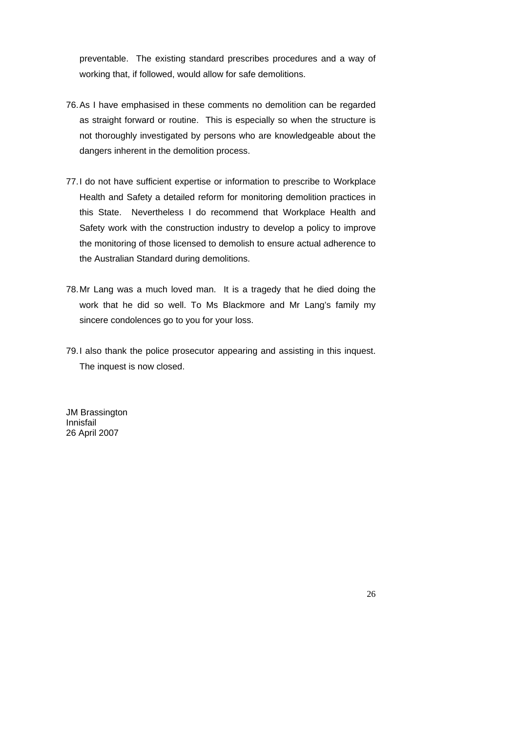preventable. The existing standard prescribes procedures and a way of working that, if followed, would allow for safe demolitions.

76. As I have emphasised in these comments no demolition can be regarded as straight forward or routine. This is especially so when the structure is not thoroughly investigated by persons who are knowledgeable about the dangers inherent in the demolition process.

77. I do not have sufficient expertise or information to prescribe to Workplace Health and Safety a detailed reform for monitoring demolition practices in this State. Nevertheless I do recommend that Workplace Health and Safety work with the construction industry to develop a policy to improve the monitoring of those licensed to demolish to ensure actual adherence to the Australian Standard during demolitions.

78. Mr Lang was a much loved man. It is a tragedy that he died doing the work that he did so well. To Ms Blackmore and Mr Lang's family my sincere condolences go to you for your loss.

79. I also thank the police prosecutor appearing and assisting in this inquest. The inquest is now closed.

JM Brassington
Innisfail
26 April 2007